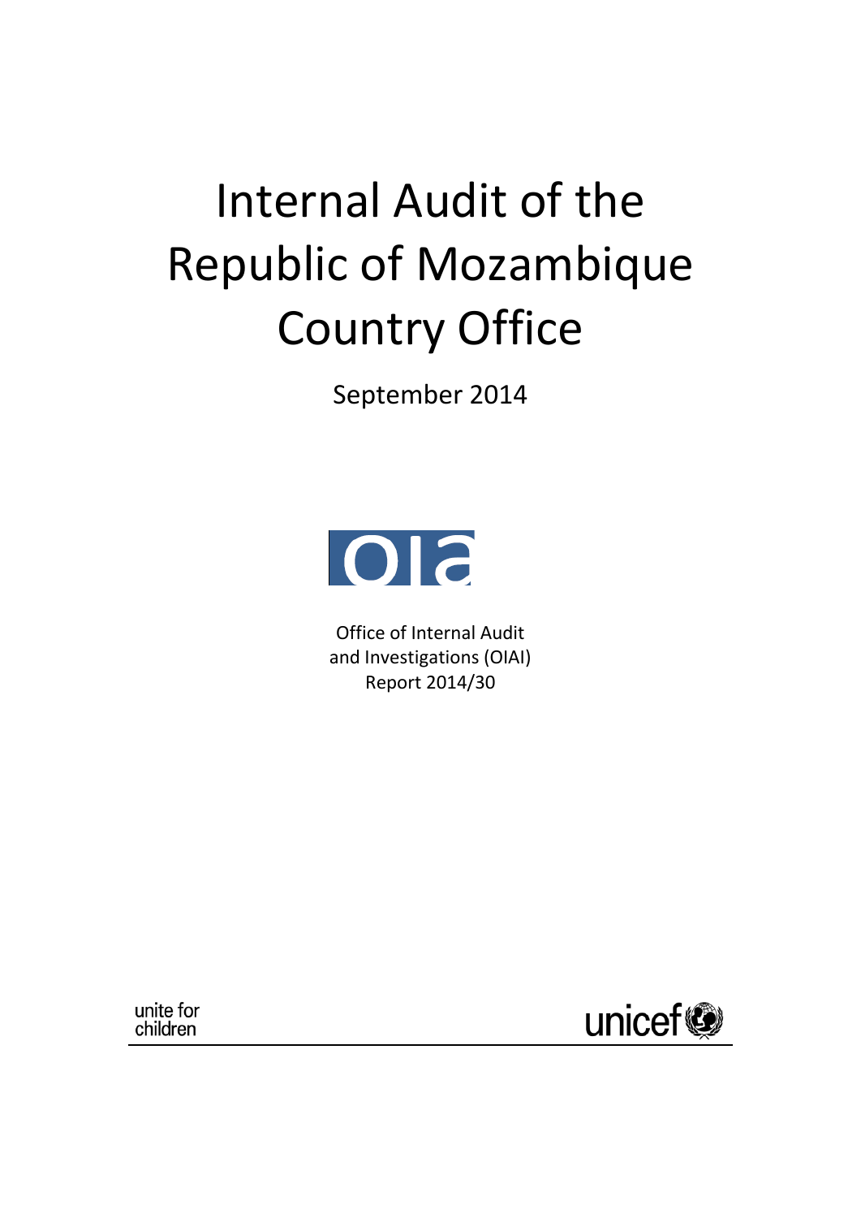# Internal Audit of the Republic of Mozambique Country Office

September 2014

oia

Office of Internal Audit and Investigations (OIAI)
Report 2014/30

unite for children

unicef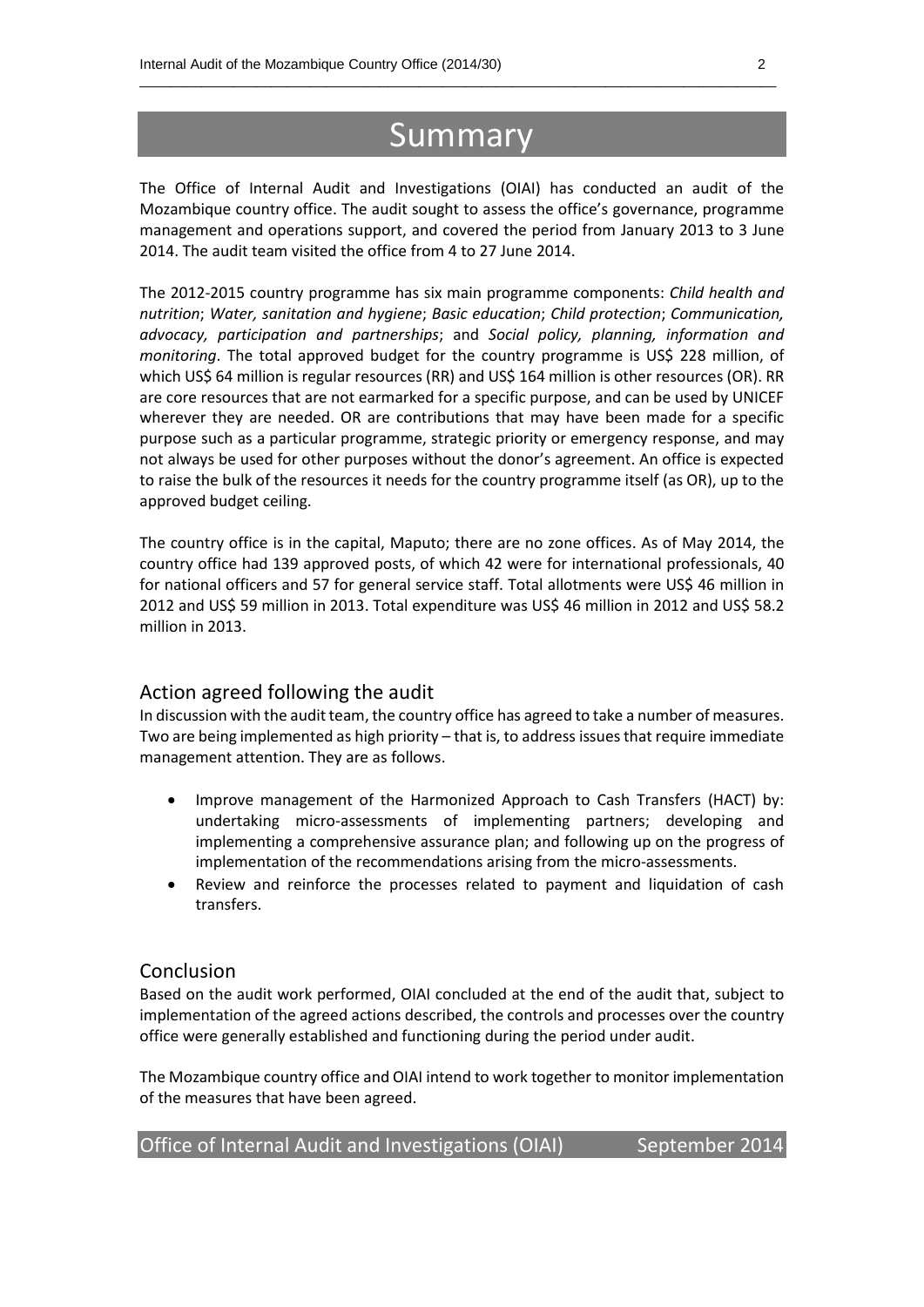# Summary

The Office of Internal Audit and Investigations (OIAI) has conducted an audit of the Mozambique country office. The audit sought to assess the office's governance, programme management and operations support, and covered the period from January 2013 to 3 June 2014. The audit team visited the office from 4 to 27 June 2014.

The 2012-2015 country programme has six main programme components: *Child health and nutrition*; *Water, sanitation and hygiene*; *Basic education*; *Child protection*; *Communication, advocacy, participation and partnerships*; and *Social policy, planning, information and monitoring*. The total approved budget for the country programme is US$ 228 million, of which US$ 64 million is regular resources (RR) and US$ 164 million is other resources (OR). RR are core resources that are not earmarked for a specific purpose, and can be used by UNICEF wherever they are needed. OR are contributions that may have been made for a specific purpose such as a particular programme, strategic priority or emergency response, and may not always be used for other purposes without the donor's agreement. An office is expected to raise the bulk of the resources it needs for the country programme itself (as OR), up to the approved budget ceiling.

The country office is in the capital, Maputo; there are no zone offices. As of May 2014, the country office had 139 approved posts, of which 42 were for international professionals, 40 for national officers and 57 for general service staff. Total allotments were US$ 46 million in 2012 and US$ 59 million in 2013. Total expenditure was US$ 46 million in 2012 and US$ 58.2 million in 2013.

## Action agreed following the audit

In discussion with the audit team, the country office has agreed to take a number of measures. Two are being implemented as high priority – that is, to address issues that require immediate management attention. They are as follows.

- Improve management of the Harmonized Approach to Cash Transfers (HACT) by: undertaking micro-assessments of implementing partners; developing and implementing a comprehensive assurance plan; and following up on the progress of implementation of the recommendations arising from the micro-assessments.
- Review and reinforce the processes related to payment and liquidation of cash transfers.

## Conclusion

Based on the audit work performed, OIAI concluded at the end of the audit that, subject to implementation of the agreed actions described, the controls and processes over the country office were generally established and functioning during the period under audit.

The Mozambique country office and OIAI intend to work together to monitor implementation of the measures that have been agreed.

Office of Internal Audit and Investigations (OIAI) September 2014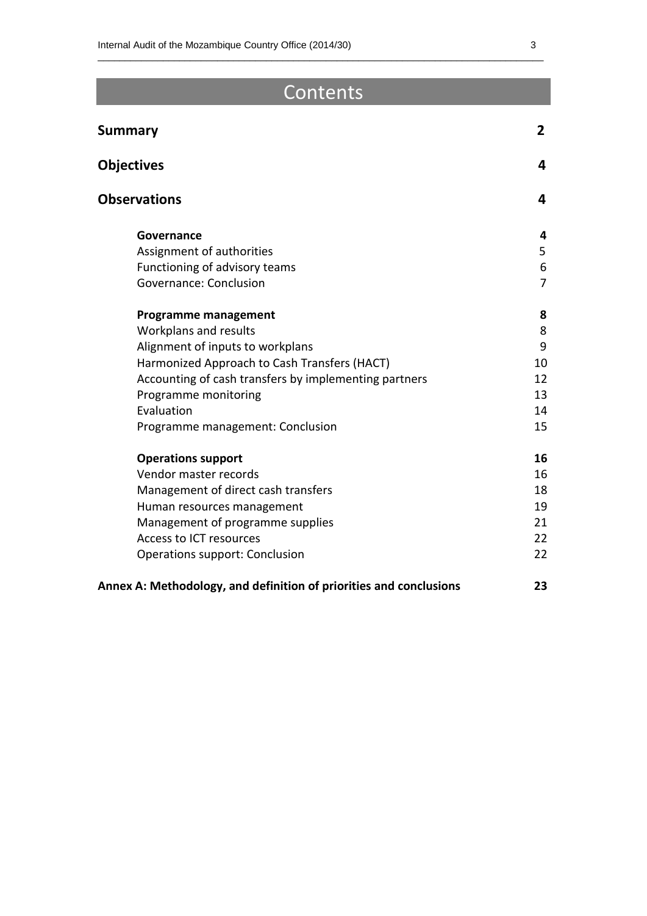# Contents

| | |
|---|---|
| **Summary** | **2** |
| **Objectives** | **4** |
| **Observations** | **4** |
| **Governance** | **4** |
| Assignment of authorities | 5 |
| Functioning of advisory teams | 6 |
| Governance: Conclusion | 7 |
| **Programme management** | **8** |
| Workplans and results | 8 |
| Alignment of inputs to workplans | 9 |
| Harmonized Approach to Cash Transfers (HACT) | 10 |
| Accounting of cash transfers by implementing partners | 12 |
| Programme monitoring | 13 |
| Evaluation | 14 |
| Programme management: Conclusion | 15 |
| **Operations support** | **16** |
| Vendor master records | 16 |
| Management of direct cash transfers | 18 |
| Human resources management | 19 |
| Management of programme supplies | 21 |
| Access to ICT resources | 22 |
| Operations support: Conclusion | 22 |
| **Annex A: Methodology, and definition of priorities and conclusions** | **23** |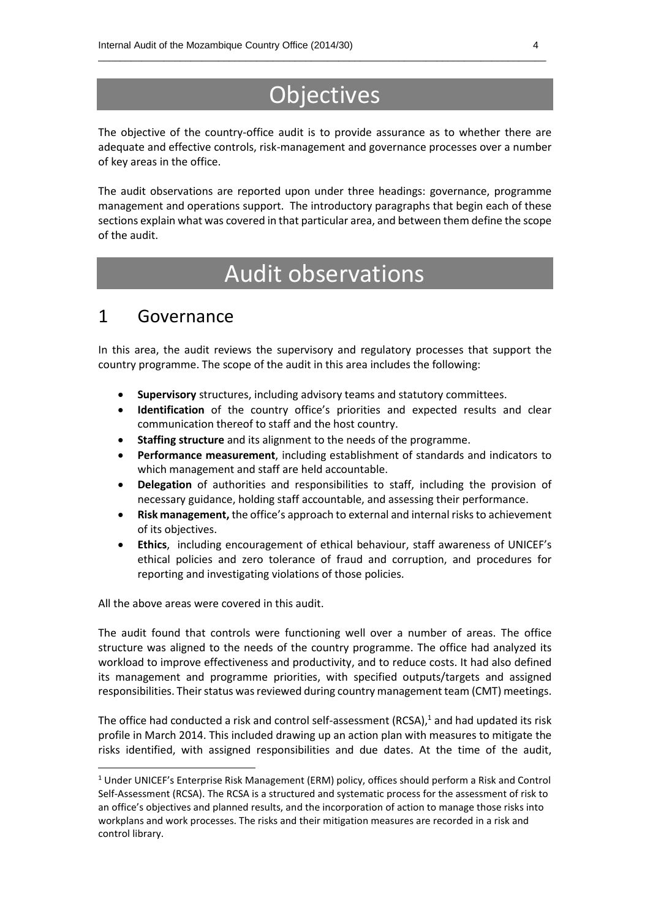# Objectives

The objective of the country-office audit is to provide assurance as to whether there are adequate and effective controls, risk-management and governance processes over a number of key areas in the office.

The audit observations are reported upon under three headings: governance, programme management and operations support. The introductory paragraphs that begin each of these sections explain what was covered in that particular area, and between them define the scope of the audit.

# Audit observations

## 1 Governance

In this area, the audit reviews the supervisory and regulatory processes that support the country programme. The scope of the audit in this area includes the following:

- **Supervisory** structures, including advisory teams and statutory committees.
- **Identification** of the country office's priorities and expected results and clear communication thereof to staff and the host country.
- **Staffing structure** and its alignment to the needs of the programme.
- **Performance measurement**, including establishment of standards and indicators to which management and staff are held accountable.
- **Delegation** of authorities and responsibilities to staff, including the provision of necessary guidance, holding staff accountable, and assessing their performance.
- **Risk management,** the office's approach to external and internal risks to achievement of its objectives.
- **Ethics**, including encouragement of ethical behaviour, staff awareness of UNICEF's ethical policies and zero tolerance of fraud and corruption, and procedures for reporting and investigating violations of those policies.

All the above areas were covered in this audit.

The audit found that controls were functioning well over a number of areas. The office structure was aligned to the needs of the country programme. The office had analyzed its workload to improve effectiveness and productivity, and to reduce costs. It had also defined its management and programme priorities, with specified outputs/targets and assigned responsibilities. Their status was reviewed during country management team (CMT) meetings.

The office had conducted a risk and control self-assessment (RCSA),[1] and had updated its risk profile in March 2014. This included drawing up an action plan with measures to mitigate the risks identified, with assigned responsibilities and due dates. At the time of the audit,

[1] Under UNICEF's Enterprise Risk Management (ERM) policy, offices should perform a Risk and Control Self-Assessment (RCSA). The RCSA is a structured and systematic process for the assessment of risk to an office's objectives and planned results, and the incorporation of action to manage those risks into workplans and work processes. The risks and their mitigation measures are recorded in a risk and control library.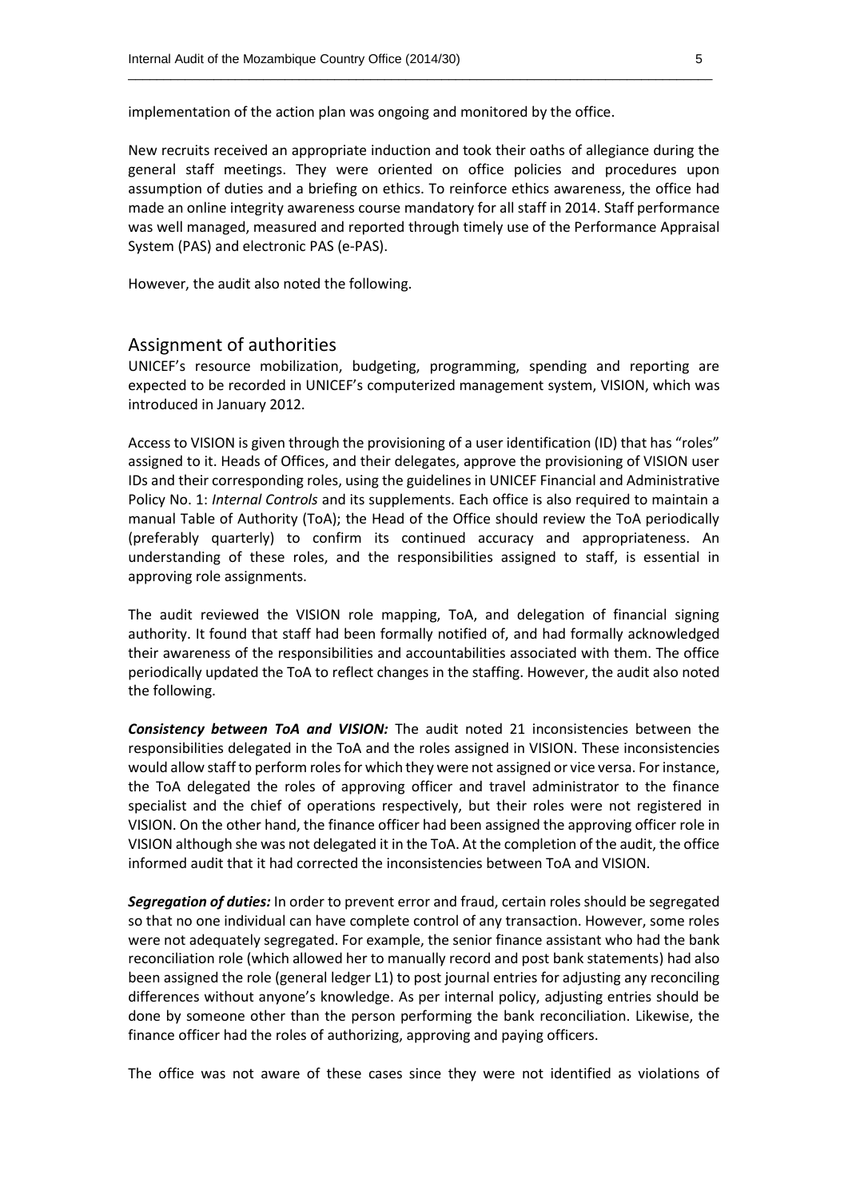implementation of the action plan was ongoing and monitored by the office.

New recruits received an appropriate induction and took their oaths of allegiance during the general staff meetings. They were oriented on office policies and procedures upon assumption of duties and a briefing on ethics. To reinforce ethics awareness, the office had made an online integrity awareness course mandatory for all staff in 2014. Staff performance was well managed, measured and reported through timely use of the Performance Appraisal System (PAS) and electronic PAS (e-PAS).

However, the audit also noted the following.

## Assignment of authorities

UNICEF's resource mobilization, budgeting, programming, spending and reporting are expected to be recorded in UNICEF's computerized management system, VISION, which was introduced in January 2012.

Access to VISION is given through the provisioning of a user identification (ID) that has "roles" assigned to it. Heads of Offices, and their delegates, approve the provisioning of VISION user IDs and their corresponding roles, using the guidelines in UNICEF Financial and Administrative Policy No. 1: *Internal Controls* and its supplements. Each office is also required to maintain a manual Table of Authority (ToA); the Head of the Office should review the ToA periodically (preferably quarterly) to confirm its continued accuracy and appropriateness. An understanding of these roles, and the responsibilities assigned to staff, is essential in approving role assignments.

The audit reviewed the VISION role mapping, ToA, and delegation of financial signing authority. It found that staff had been formally notified of, and had formally acknowledged their awareness of the responsibilities and accountabilities associated with them. The office periodically updated the ToA to reflect changes in the staffing. However, the audit also noted the following.

***Consistency between ToA and VISION:*** The audit noted 21 inconsistencies between the responsibilities delegated in the ToA and the roles assigned in VISION. These inconsistencies would allow staff to perform roles for which they were not assigned or vice versa. For instance, the ToA delegated the roles of approving officer and travel administrator to the finance specialist and the chief of operations respectively, but their roles were not registered in VISION. On the other hand, the finance officer had been assigned the approving officer role in VISION although she was not delegated it in the ToA. At the completion of the audit, the office informed audit that it had corrected the inconsistencies between ToA and VISION.

***Segregation of duties:*** In order to prevent error and fraud, certain roles should be segregated so that no one individual can have complete control of any transaction. However, some roles were not adequately segregated. For example, the senior finance assistant who had the bank reconciliation role (which allowed her to manually record and post bank statements) had also been assigned the role (general ledger L1) to post journal entries for adjusting any reconciling differences without anyone's knowledge. As per internal policy, adjusting entries should be done by someone other than the person performing the bank reconciliation. Likewise, the finance officer had the roles of authorizing, approving and paying officers.

The office was not aware of these cases since they were not identified as violations of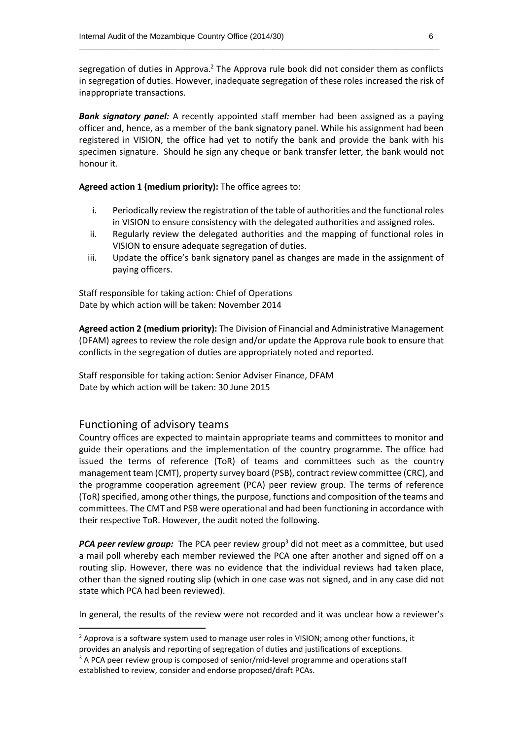segregation of duties in Approva.[2] The Approva rule book did not consider them as conflicts in segregation of duties. However, inadequate segregation of these roles increased the risk of inappropriate transactions.

***Bank signatory panel:*** A recently appointed staff member had been assigned as a paying officer and, hence, as a member of the bank signatory panel. While his assignment had been registered in VISION, the office had yet to notify the bank and provide the bank with his specimen signature. Should he sign any cheque or bank transfer letter, the bank would not honour it.

**Agreed action 1 (medium priority):** The office agrees to:

i. Periodically review the registration of the table of authorities and the functional roles in VISION to ensure consistency with the delegated authorities and assigned roles.
ii. Regularly review the delegated authorities and the mapping of functional roles in VISION to ensure adequate segregation of duties.
iii. Update the office's bank signatory panel as changes are made in the assignment of paying officers.

Staff responsible for taking action: Chief of Operations
Date by which action will be taken: November 2014

**Agreed action 2 (medium priority):** The Division of Financial and Administrative Management (DFAM) agrees to review the role design and/or update the Approva rule book to ensure that conflicts in the segregation of duties are appropriately noted and reported.

Staff responsible for taking action: Senior Adviser Finance, DFAM
Date by which action will be taken: 30 June 2015

## Functioning of advisory teams

Country offices are expected to maintain appropriate teams and committees to monitor and guide their operations and the implementation of the country programme. The office had issued the terms of reference (ToR) of teams and committees such as the country management team (CMT), property survey board (PSB), contract review committee (CRC), and the programme cooperation agreement (PCA) peer review group. The terms of reference (ToR) specified, among other things, the purpose, functions and composition of the teams and committees. The CMT and PSB were operational and had been functioning in accordance with their respective ToR. However, the audit noted the following.

***PCA peer review group:*** The PCA peer review group[3] did not meet as a committee, but used a mail poll whereby each member reviewed the PCA one after another and signed off on a routing slip. However, there was no evidence that the individual reviews had taken place, other than the signed routing slip (which in one case was not signed, and in any case did not state which PCA had been reviewed).

In general, the results of the review were not recorded and it was unclear how a reviewer's

---

[2] Approva is a software system used to manage user roles in VISION; among other functions, it provides an analysis and reporting of segregation of duties and justifications of exceptions.

[3] A PCA peer review group is composed of senior/mid-level programme and operations staff established to review, consider and endorse proposed/draft PCAs.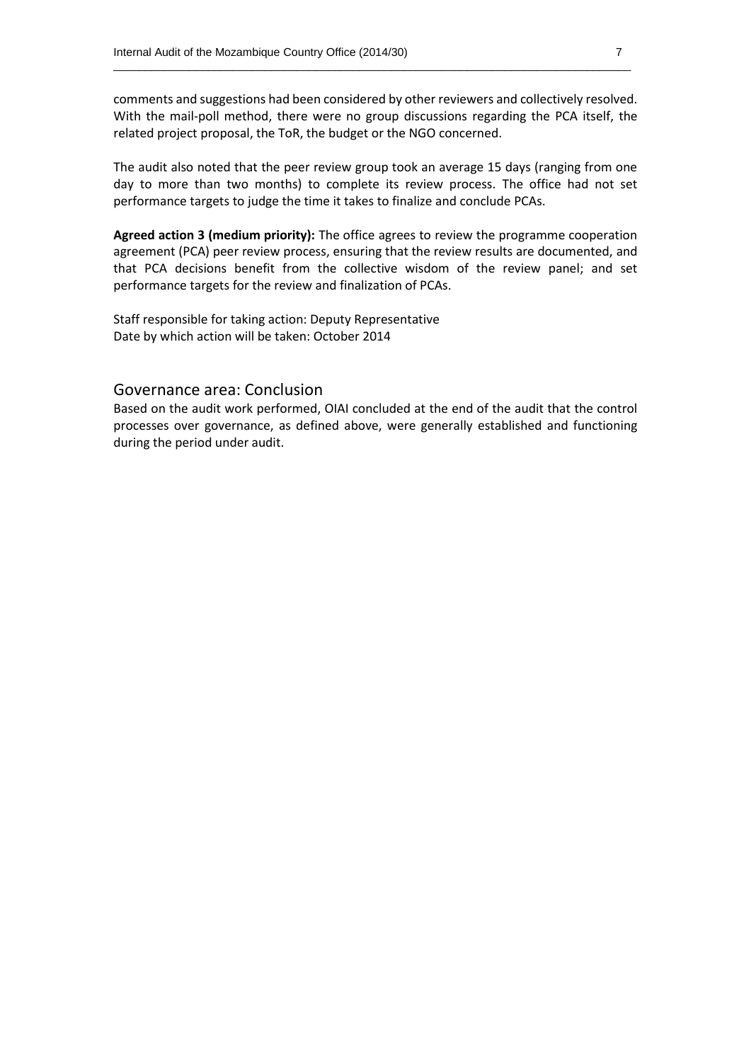comments and suggestions had been considered by other reviewers and collectively resolved. With the mail-poll method, there were no group discussions regarding the PCA itself, the related project proposal, the ToR, the budget or the NGO concerned.

The audit also noted that the peer review group took an average 15 days (ranging from one day to more than two months) to complete its review process. The office had not set performance targets to judge the time it takes to finalize and conclude PCAs.

**Agreed action 3 (medium priority):** The office agrees to review the programme cooperation agreement (PCA) peer review process, ensuring that the review results are documented, and that PCA decisions benefit from the collective wisdom of the review panel; and set performance targets for the review and finalization of PCAs.

Staff responsible for taking action: Deputy Representative
Date by which action will be taken: October 2014

## Governance area: Conclusion

Based on the audit work performed, OIAI concluded at the end of the audit that the control processes over governance, as defined above, were generally established and functioning during the period under audit.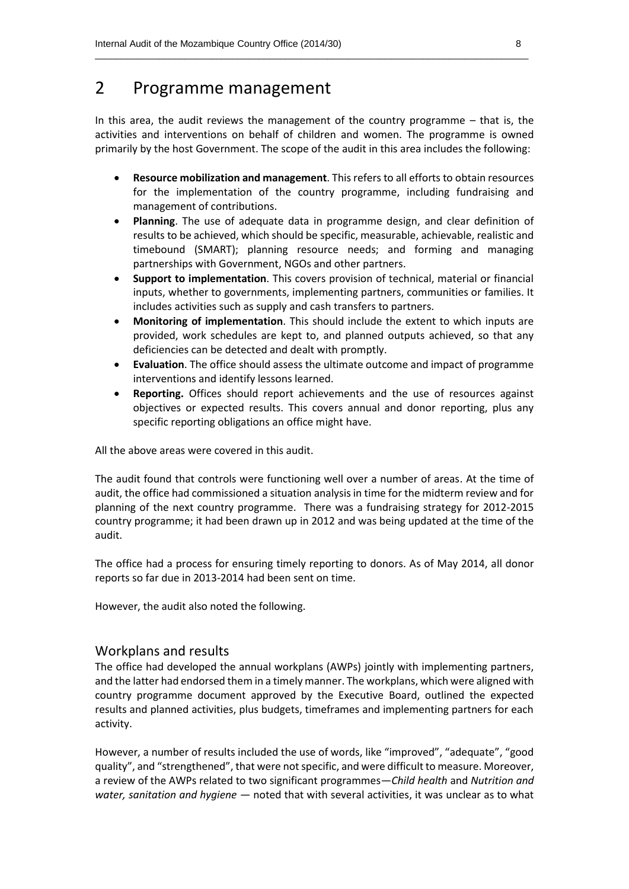# 2 Programme management

In this area, the audit reviews the management of the country programme – that is, the activities and interventions on behalf of children and women. The programme is owned primarily by the host Government. The scope of the audit in this area includes the following:

- **Resource mobilization and management**. This refers to all efforts to obtain resources for the implementation of the country programme, including fundraising and management of contributions.
- **Planning**. The use of adequate data in programme design, and clear definition of results to be achieved, which should be specific, measurable, achievable, realistic and timebound (SMART); planning resource needs; and forming and managing partnerships with Government, NGOs and other partners.
- **Support to implementation**. This covers provision of technical, material or financial inputs, whether to governments, implementing partners, communities or families. It includes activities such as supply and cash transfers to partners.
- **Monitoring of implementation**. This should include the extent to which inputs are provided, work schedules are kept to, and planned outputs achieved, so that any deficiencies can be detected and dealt with promptly.
- **Evaluation**. The office should assess the ultimate outcome and impact of programme interventions and identify lessons learned.
- **Reporting.** Offices should report achievements and the use of resources against objectives or expected results. This covers annual and donor reporting, plus any specific reporting obligations an office might have.

All the above areas were covered in this audit.

The audit found that controls were functioning well over a number of areas. At the time of audit, the office had commissioned a situation analysis in time for the midterm review and for planning of the next country programme. There was a fundraising strategy for 2012-2015 country programme; it had been drawn up in 2012 and was being updated at the time of the audit.

The office had a process for ensuring timely reporting to donors. As of May 2014, all donor reports so far due in 2013-2014 had been sent on time.

However, the audit also noted the following.

## Workplans and results

The office had developed the annual workplans (AWPs) jointly with implementing partners, and the latter had endorsed them in a timely manner. The workplans, which were aligned with country programme document approved by the Executive Board, outlined the expected results and planned activities, plus budgets, timeframes and implementing partners for each activity.

However, a number of results included the use of words, like "improved", "adequate", "good quality", and "strengthened", that were not specific, and were difficult to measure. Moreover, a review of the AWPs related to two significant programmes—*Child health* and *Nutrition and water, sanitation and hygiene* — noted that with several activities, it was unclear as to what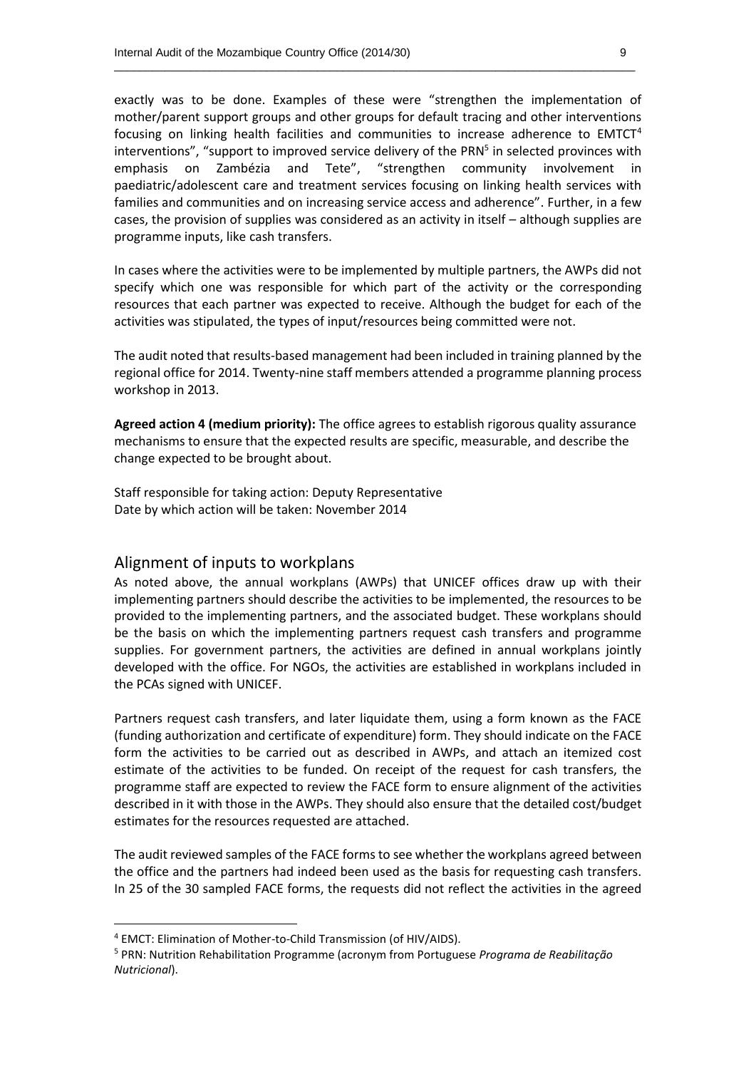exactly was to be done. Examples of these were "strengthen the implementation of mother/parent support groups and other groups for default tracing and other interventions focusing on linking health facilities and communities to increase adherence to EMTCT[4] interventions", "support to improved service delivery of the PRN[5] in selected provinces with emphasis on Zambézia and Tete", "strengthen community involvement in paediatric/adolescent care and treatment services focusing on linking health services with families and communities and on increasing service access and adherence". Further, in a few cases, the provision of supplies was considered as an activity in itself – although supplies are programme inputs, like cash transfers.

In cases where the activities were to be implemented by multiple partners, the AWPs did not specify which one was responsible for which part of the activity or the corresponding resources that each partner was expected to receive. Although the budget for each of the activities was stipulated, the types of input/resources being committed were not.

The audit noted that results-based management had been included in training planned by the regional office for 2014. Twenty-nine staff members attended a programme planning process workshop in 2013.

**Agreed action 4 (medium priority):** The office agrees to establish rigorous quality assurance mechanisms to ensure that the expected results are specific, measurable, and describe the change expected to be brought about.

Staff responsible for taking action: Deputy Representative
Date by which action will be taken: November 2014

## Alignment of inputs to workplans

As noted above, the annual workplans (AWPs) that UNICEF offices draw up with their implementing partners should describe the activities to be implemented, the resources to be provided to the implementing partners, and the associated budget. These workplans should be the basis on which the implementing partners request cash transfers and programme supplies. For government partners, the activities are defined in annual workplans jointly developed with the office. For NGOs, the activities are established in workplans included in the PCAs signed with UNICEF.

Partners request cash transfers, and later liquidate them, using a form known as the FACE (funding authorization and certificate of expenditure) form. They should indicate on the FACE form the activities to be carried out as described in AWPs, and attach an itemized cost estimate of the activities to be funded. On receipt of the request for cash transfers, the programme staff are expected to review the FACE form to ensure alignment of the activities described in it with those in the AWPs. They should also ensure that the detailed cost/budget estimates for the resources requested are attached.

The audit reviewed samples of the FACE forms to see whether the workplans agreed between the office and the partners had indeed been used as the basis for requesting cash transfers. In 25 of the 30 sampled FACE forms, the requests did not reflect the activities in the agreed

---

[4] EMCT: Elimination of Mother-to-Child Transmission (of HIV/AIDS).

[5] PRN: Nutrition Rehabilitation Programme (acronym from Portuguese *Programa de Reabilitação Nutricional*).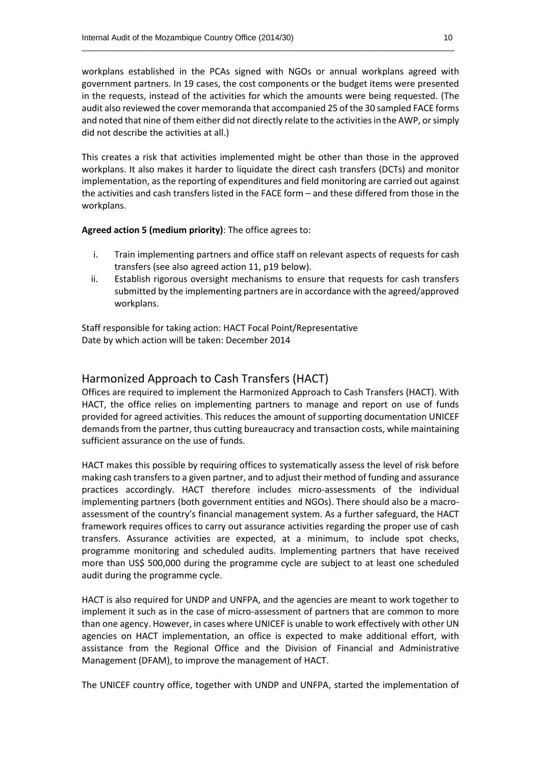workplans established in the PCAs signed with NGOs or annual workplans agreed with government partners. In 19 cases, the cost components or the budget items were presented in the requests, instead of the activities for which the amounts were being requested. (The audit also reviewed the cover memoranda that accompanied 25 of the 30 sampled FACE forms and noted that nine of them either did not directly relate to the activities in the AWP, or simply did not describe the activities at all.)

This creates a risk that activities implemented might be other than those in the approved workplans. It also makes it harder to liquidate the direct cash transfers (DCTs) and monitor implementation, as the reporting of expenditures and field monitoring are carried out against the activities and cash transfers listed in the FACE form – and these differed from those in the workplans.

**Agreed action 5 (medium priority)**: The office agrees to:

i. Train implementing partners and office staff on relevant aspects of requests for cash transfers (see also agreed action 11, p19 below).
ii. Establish rigorous oversight mechanisms to ensure that requests for cash transfers submitted by the implementing partners are in accordance with the agreed/approved workplans.

Staff responsible for taking action: HACT Focal Point/Representative
Date by which action will be taken: December 2014

## Harmonized Approach to Cash Transfers (HACT)

Offices are required to implement the Harmonized Approach to Cash Transfers (HACT). With HACT, the office relies on implementing partners to manage and report on use of funds provided for agreed activities. This reduces the amount of supporting documentation UNICEF demands from the partner, thus cutting bureaucracy and transaction costs, while maintaining sufficient assurance on the use of funds.

HACT makes this possible by requiring offices to systematically assess the level of risk before making cash transfers to a given partner, and to adjust their method of funding and assurance practices accordingly. HACT therefore includes micro-assessments of the individual implementing partners (both government entities and NGOs). There should also be a macro-assessment of the country's financial management system. As a further safeguard, the HACT framework requires offices to carry out assurance activities regarding the proper use of cash transfers. Assurance activities are expected, at a minimum, to include spot checks, programme monitoring and scheduled audits. Implementing partners that have received more than US$ 500,000 during the programme cycle are subject to at least one scheduled audit during the programme cycle.

HACT is also required for UNDP and UNFPA, and the agencies are meant to work together to implement it such as in the case of micro-assessment of partners that are common to more than one agency. However, in cases where UNICEF is unable to work effectively with other UN agencies on HACT implementation, an office is expected to make additional effort, with assistance from the Regional Office and the Division of Financial and Administrative Management (DFAM), to improve the management of HACT.

The UNICEF country office, together with UNDP and UNFPA, started the implementation of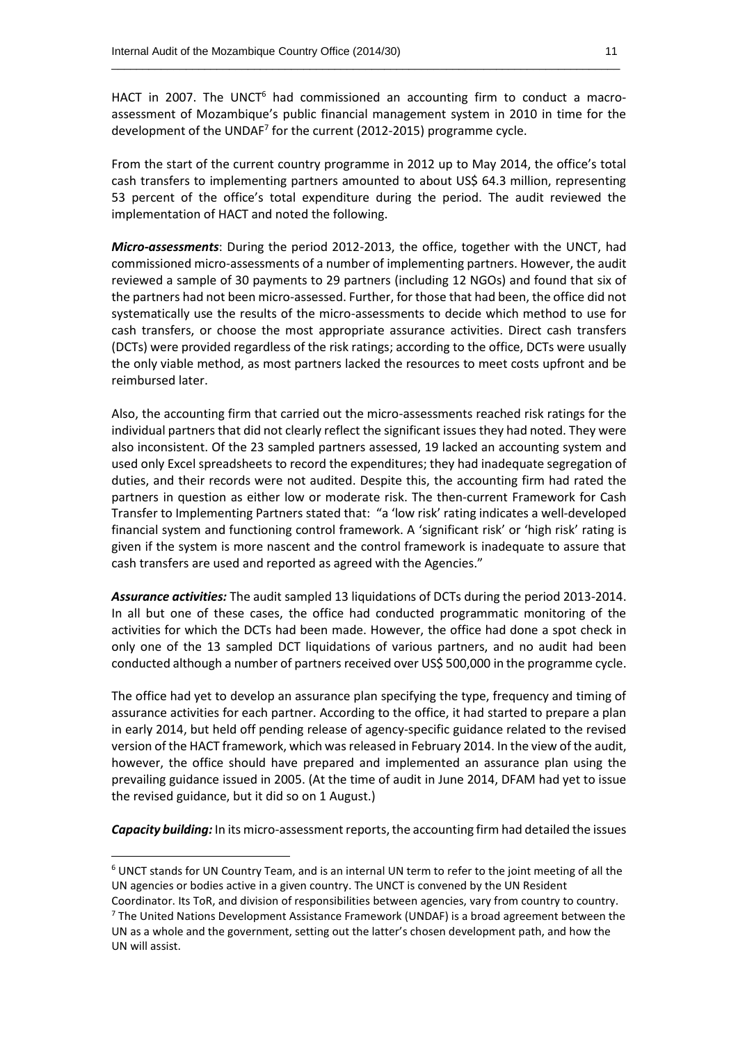HACT in 2007. The UNCT[6] had commissioned an accounting firm to conduct a macro-assessment of Mozambique's public financial management system in 2010 in time for the development of the UNDAF[7] for the current (2012-2015) programme cycle.

From the start of the current country programme in 2012 up to May 2014, the office's total cash transfers to implementing partners amounted to about US$ 64.3 million, representing 53 percent of the office's total expenditure during the period. The audit reviewed the implementation of HACT and noted the following.

***Micro-assessments***: During the period 2012-2013, the office, together with the UNCT, had commissioned micro-assessments of a number of implementing partners. However, the audit reviewed a sample of 30 payments to 29 partners (including 12 NGOs) and found that six of the partners had not been micro-assessed. Further, for those that had been, the office did not systematically use the results of the micro-assessments to decide which method to use for cash transfers, or choose the most appropriate assurance activities. Direct cash transfers (DCTs) were provided regardless of the risk ratings; according to the office, DCTs were usually the only viable method, as most partners lacked the resources to meet costs upfront and be reimbursed later.

Also, the accounting firm that carried out the micro-assessments reached risk ratings for the individual partners that did not clearly reflect the significant issues they had noted. They were also inconsistent. Of the 23 sampled partners assessed, 19 lacked an accounting system and used only Excel spreadsheets to record the expenditures; they had inadequate segregation of duties, and their records were not audited. Despite this, the accounting firm had rated the partners in question as either low or moderate risk. The then-current Framework for Cash Transfer to Implementing Partners stated that: "a 'low risk' rating indicates a well-developed financial system and functioning control framework. A 'significant risk' or 'high risk' rating is given if the system is more nascent and the control framework is inadequate to assure that cash transfers are used and reported as agreed with the Agencies."

***Assurance activities:*** The audit sampled 13 liquidations of DCTs during the period 2013-2014. In all but one of these cases, the office had conducted programmatic monitoring of the activities for which the DCTs had been made. However, the office had done a spot check in only one of the 13 sampled DCT liquidations of various partners, and no audit had been conducted although a number of partners received over US$ 500,000 in the programme cycle.

The office had yet to develop an assurance plan specifying the type, frequency and timing of assurance activities for each partner. According to the office, it had started to prepare a plan in early 2014, but held off pending release of agency-specific guidance related to the revised version of the HACT framework, which was released in February 2014. In the view of the audit, however, the office should have prepared and implemented an assurance plan using the prevailing guidance issued in 2005. (At the time of audit in June 2014, DFAM had yet to issue the revised guidance, but it did so on 1 August.)

***Capacity building:*** In its micro-assessment reports, the accounting firm had detailed the issues

---

[6] UNCT stands for UN Country Team, and is an internal UN term to refer to the joint meeting of all the UN agencies or bodies active in a given country. The UNCT is convened by the UN Resident Coordinator. Its ToR, and division of responsibilities between agencies, vary from country to country.

[7] The United Nations Development Assistance Framework (UNDAF) is a broad agreement between the UN as a whole and the government, setting out the latter's chosen development path, and how the UN will assist.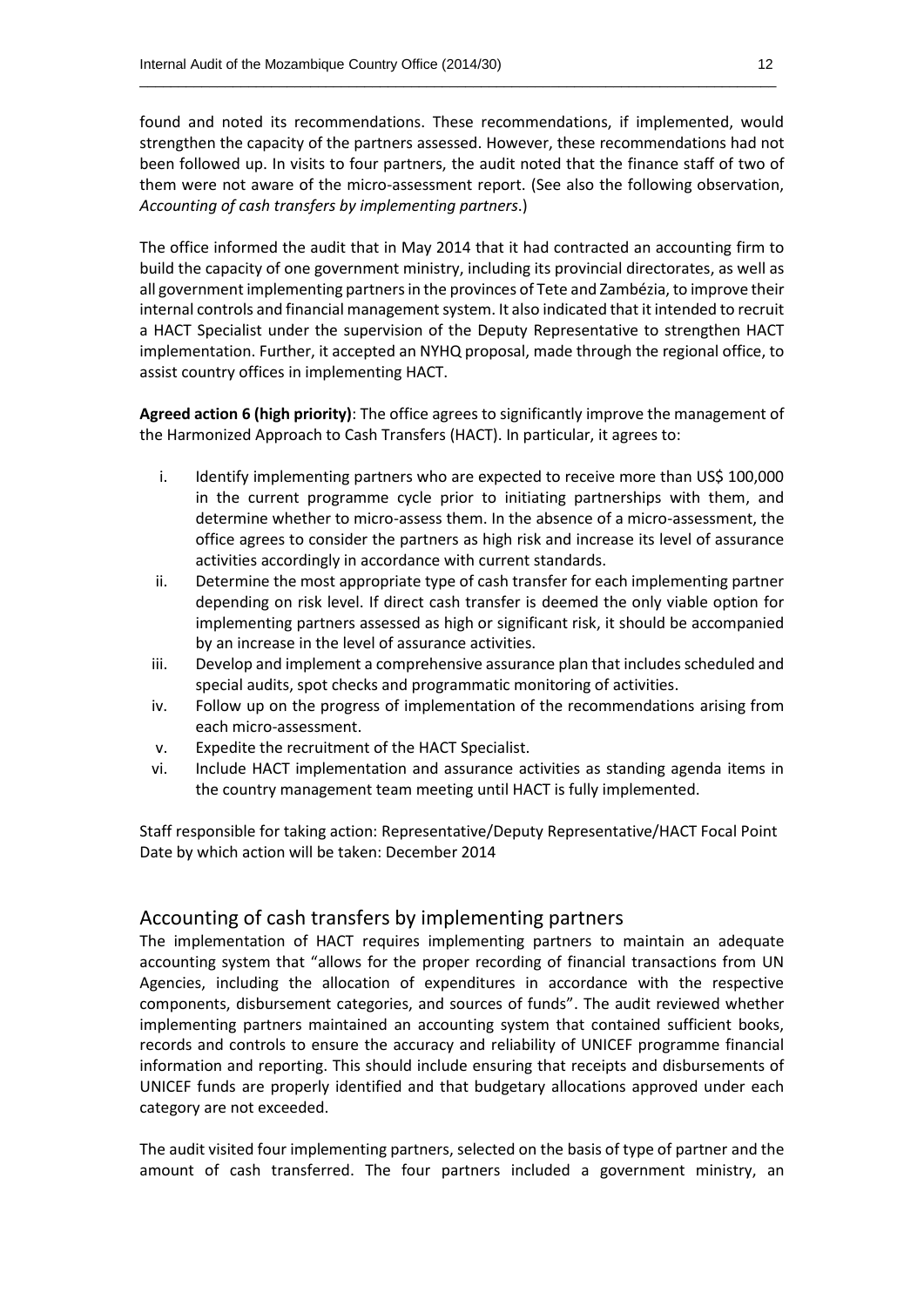found and noted its recommendations. These recommendations, if implemented, would strengthen the capacity of the partners assessed. However, these recommendations had not been followed up. In visits to four partners, the audit noted that the finance staff of two of them were not aware of the micro-assessment report. (See also the following observation, *Accounting of cash transfers by implementing partners*.)

The office informed the audit that in May 2014 that it had contracted an accounting firm to build the capacity of one government ministry, including its provincial directorates, as well as all government implementing partners in the provinces of Tete and Zambézia, to improve their internal controls and financial management system. It also indicated that it intended to recruit a HACT Specialist under the supervision of the Deputy Representative to strengthen HACT implementation. Further, it accepted an NYHQ proposal, made through the regional office, to assist country offices in implementing HACT.

**Agreed action 6 (high priority)**: The office agrees to significantly improve the management of the Harmonized Approach to Cash Transfers (HACT). In particular, it agrees to:

i. Identify implementing partners who are expected to receive more than US$ 100,000 in the current programme cycle prior to initiating partnerships with them, and determine whether to micro-assess them. In the absence of a micro-assessment, the office agrees to consider the partners as high risk and increase its level of assurance activities accordingly in accordance with current standards.
ii. Determine the most appropriate type of cash transfer for each implementing partner depending on risk level. If direct cash transfer is deemed the only viable option for implementing partners assessed as high or significant risk, it should be accompanied by an increase in the level of assurance activities.
iii. Develop and implement a comprehensive assurance plan that includes scheduled and special audits, spot checks and programmatic monitoring of activities.
iv. Follow up on the progress of implementation of the recommendations arising from each micro-assessment.
v. Expedite the recruitment of the HACT Specialist.
vi. Include HACT implementation and assurance activities as standing agenda items in the country management team meeting until HACT is fully implemented.

Staff responsible for taking action: Representative/Deputy Representative/HACT Focal Point
Date by which action will be taken: December 2014

## Accounting of cash transfers by implementing partners

The implementation of HACT requires implementing partners to maintain an adequate accounting system that "allows for the proper recording of financial transactions from UN Agencies, including the allocation of expenditures in accordance with the respective components, disbursement categories, and sources of funds". The audit reviewed whether implementing partners maintained an accounting system that contained sufficient books, records and controls to ensure the accuracy and reliability of UNICEF programme financial information and reporting. This should include ensuring that receipts and disbursements of UNICEF funds are properly identified and that budgetary allocations approved under each category are not exceeded.

The audit visited four implementing partners, selected on the basis of type of partner and the amount of cash transferred. The four partners included a government ministry, an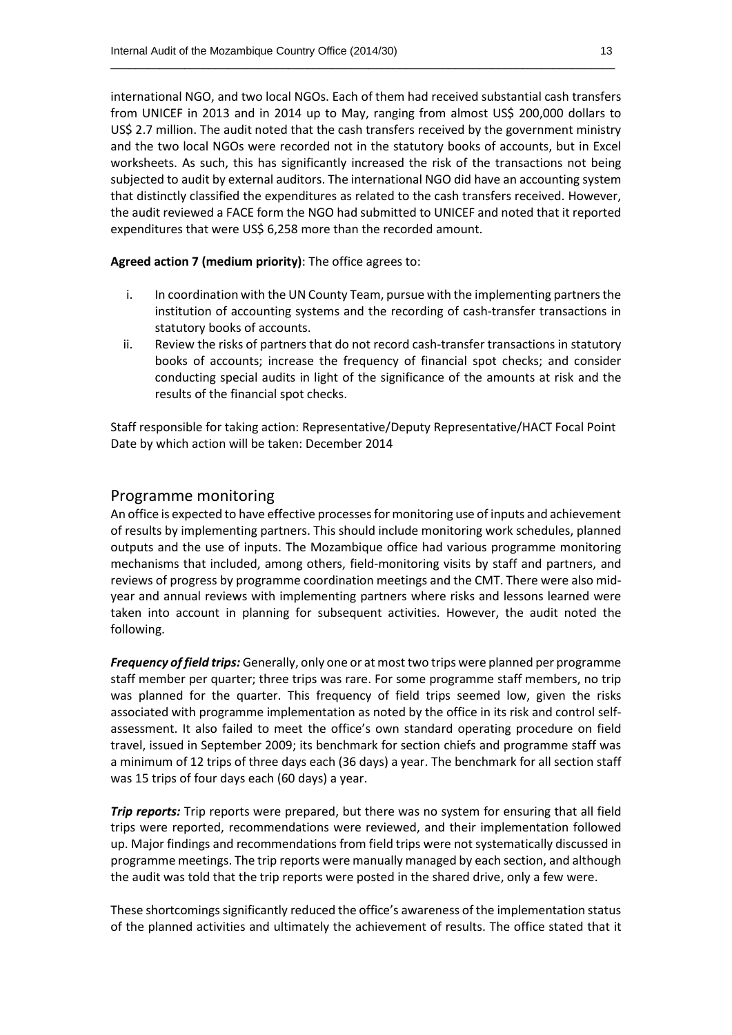international NGO, and two local NGOs. Each of them had received substantial cash transfers from UNICEF in 2013 and in 2014 up to May, ranging from almost US$ 200,000 dollars to US$ 2.7 million. The audit noted that the cash transfers received by the government ministry and the two local NGOs were recorded not in the statutory books of accounts, but in Excel worksheets. As such, this has significantly increased the risk of the transactions not being subjected to audit by external auditors. The international NGO did have an accounting system that distinctly classified the expenditures as related to the cash transfers received. However, the audit reviewed a FACE form the NGO had submitted to UNICEF and noted that it reported expenditures that were US$ 6,258 more than the recorded amount.

**Agreed action 7 (medium priority)**: The office agrees to:

i. In coordination with the UN County Team, pursue with the implementing partners the institution of accounting systems and the recording of cash-transfer transactions in statutory books of accounts.
ii. Review the risks of partners that do not record cash-transfer transactions in statutory books of accounts; increase the frequency of financial spot checks; and consider conducting special audits in light of the significance of the amounts at risk and the results of the financial spot checks.

Staff responsible for taking action: Representative/Deputy Representative/HACT Focal Point
Date by which action will be taken: December 2014

## Programme monitoring

An office is expected to have effective processes for monitoring use of inputs and achievement of results by implementing partners. This should include monitoring work schedules, planned outputs and the use of inputs. The Mozambique office had various programme monitoring mechanisms that included, among others, field-monitoring visits by staff and partners, and reviews of progress by programme coordination meetings and the CMT. There were also mid-year and annual reviews with implementing partners where risks and lessons learned were taken into account in planning for subsequent activities. However, the audit noted the following.

***Frequency of field trips:*** Generally, only one or at most two trips were planned per programme staff member per quarter; three trips was rare. For some programme staff members, no trip was planned for the quarter. This frequency of field trips seemed low, given the risks associated with programme implementation as noted by the office in its risk and control self-assessment. It also failed to meet the office's own standard operating procedure on field travel, issued in September 2009; its benchmark for section chiefs and programme staff was a minimum of 12 trips of three days each (36 days) a year. The benchmark for all section staff was 15 trips of four days each (60 days) a year.

***Trip reports:*** Trip reports were prepared, but there was no system for ensuring that all field trips were reported, recommendations were reviewed, and their implementation followed up. Major findings and recommendations from field trips were not systematically discussed in programme meetings. The trip reports were manually managed by each section, and although the audit was told that the trip reports were posted in the shared drive, only a few were.

These shortcomings significantly reduced the office's awareness of the implementation status of the planned activities and ultimately the achievement of results. The office stated that it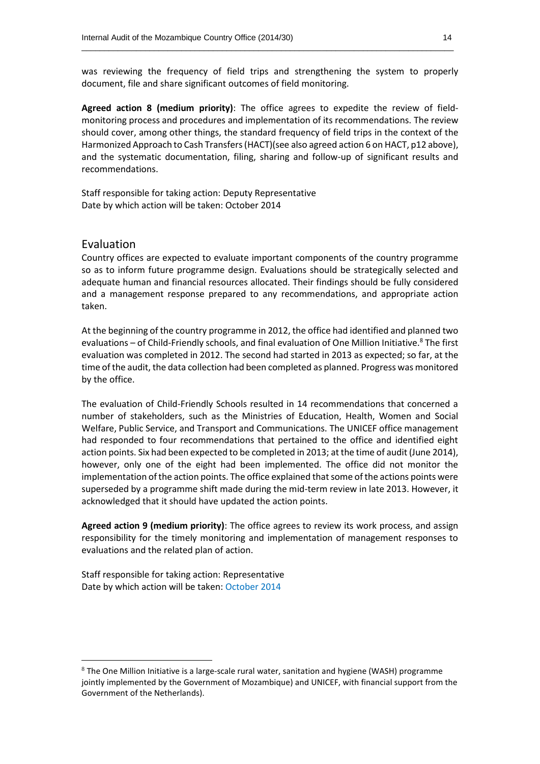was reviewing the frequency of field trips and strengthening the system to properly document, file and share significant outcomes of field monitoring.

**Agreed action 8 (medium priority)**: The office agrees to expedite the review of field-monitoring process and procedures and implementation of its recommendations. The review should cover, among other things, the standard frequency of field trips in the context of the Harmonized Approach to Cash Transfers (HACT)(see also agreed action 6 on HACT, p12 above), and the systematic documentation, filing, sharing and follow-up of significant results and recommendations.

Staff responsible for taking action: Deputy Representative
Date by which action will be taken: October 2014

## Evaluation

Country offices are expected to evaluate important components of the country programme so as to inform future programme design. Evaluations should be strategically selected and adequate human and financial resources allocated. Their findings should be fully considered and a management response prepared to any recommendations, and appropriate action taken.

At the beginning of the country programme in 2012, the office had identified and planned two evaluations – of Child-Friendly schools, and final evaluation of One Million Initiative.[8] The first evaluation was completed in 2012. The second had started in 2013 as expected; so far, at the time of the audit, the data collection had been completed as planned. Progress was monitored by the office.

The evaluation of Child-Friendly Schools resulted in 14 recommendations that concerned a number of stakeholders, such as the Ministries of Education, Health, Women and Social Welfare, Public Service, and Transport and Communications. The UNICEF office management had responded to four recommendations that pertained to the office and identified eight action points. Six had been expected to be completed in 2013; at the time of audit (June 2014), however, only one of the eight had been implemented. The office did not monitor the implementation of the action points. The office explained that some of the actions points were superseded by a programme shift made during the mid-term review in late 2013. However, it acknowledged that it should have updated the action points.

**Agreed action 9 (medium priority)**: The office agrees to review its work process, and assign responsibility for the timely monitoring and implementation of management responses to evaluations and the related plan of action.

Staff responsible for taking action: Representative
Date by which action will be taken: October 2014

---

[8] The One Million Initiative is a large-scale rural water, sanitation and hygiene (WASH) programme jointly implemented by the Government of Mozambique) and UNICEF, with financial support from the Government of the Netherlands).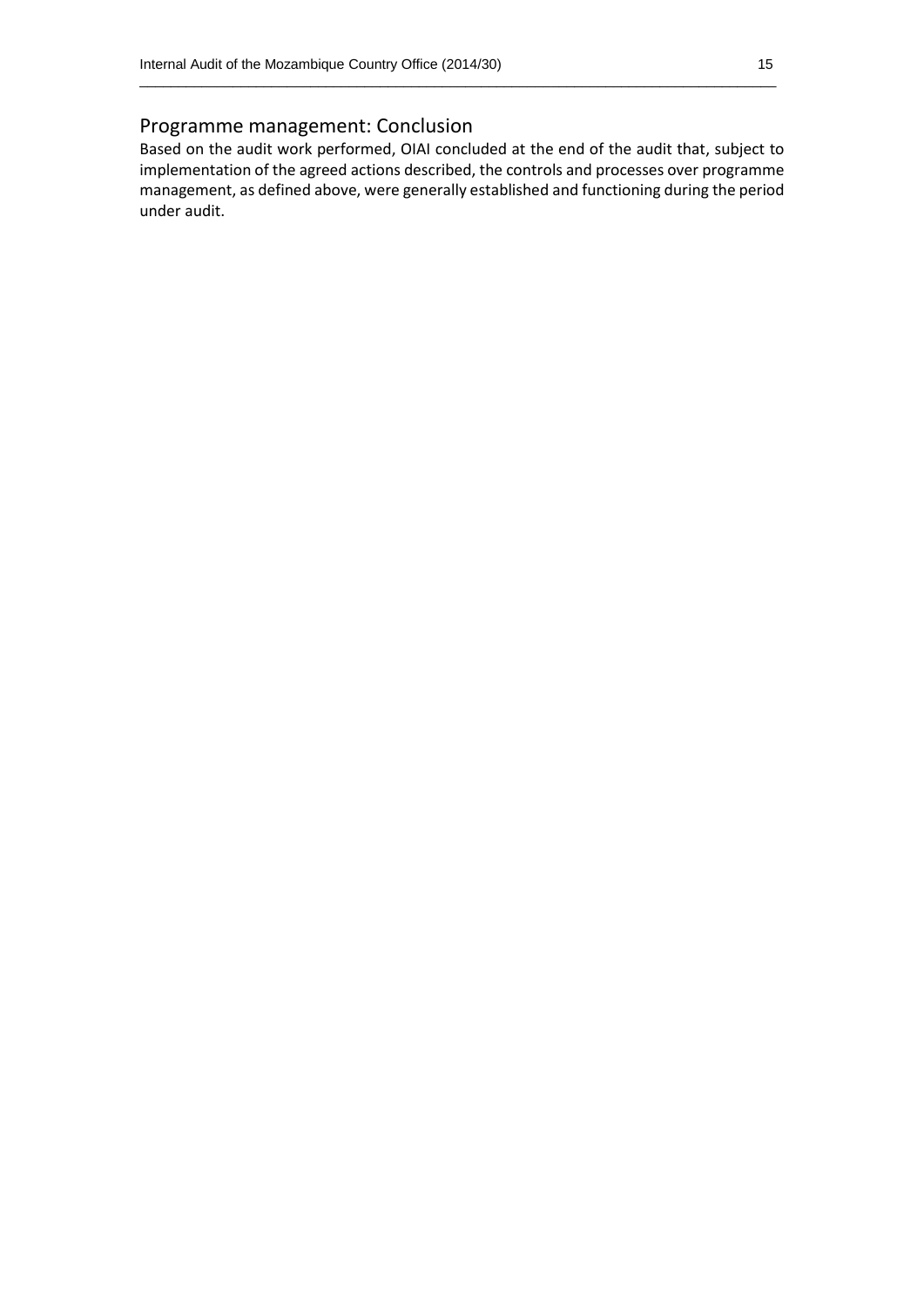## Programme management: Conclusion

Based on the audit work performed, OIAI concluded at the end of the audit that, subject to implementation of the agreed actions described, the controls and processes over programme management, as defined above, were generally established and functioning during the period under audit.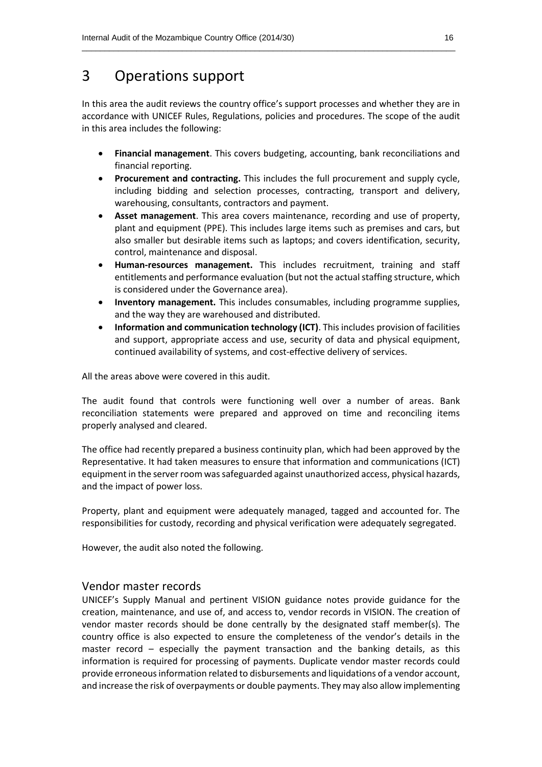# 3 Operations support

In this area the audit reviews the country office's support processes and whether they are in accordance with UNICEF Rules, Regulations, policies and procedures. The scope of the audit in this area includes the following:

- **Financial management**. This covers budgeting, accounting, bank reconciliations and financial reporting.
- **Procurement and contracting.** This includes the full procurement and supply cycle, including bidding and selection processes, contracting, transport and delivery, warehousing, consultants, contractors and payment.
- **Asset management**. This area covers maintenance, recording and use of property, plant and equipment (PPE). This includes large items such as premises and cars, but also smaller but desirable items such as laptops; and covers identification, security, control, maintenance and disposal.
- **Human-resources management.** This includes recruitment, training and staff entitlements and performance evaluation (but not the actual staffing structure, which is considered under the Governance area).
- **Inventory management.** This includes consumables, including programme supplies, and the way they are warehoused and distributed.
- **Information and communication technology (ICT)**. This includes provision of facilities and support, appropriate access and use, security of data and physical equipment, continued availability of systems, and cost-effective delivery of services.

All the areas above were covered in this audit.

The audit found that controls were functioning well over a number of areas. Bank reconciliation statements were prepared and approved on time and reconciling items properly analysed and cleared.

The office had recently prepared a business continuity plan, which had been approved by the Representative. It had taken measures to ensure that information and communications (ICT) equipment in the server room was safeguarded against unauthorized access, physical hazards, and the impact of power loss.

Property, plant and equipment were adequately managed, tagged and accounted for. The responsibilities for custody, recording and physical verification were adequately segregated.

However, the audit also noted the following.

## Vendor master records

UNICEF's Supply Manual and pertinent VISION guidance notes provide guidance for the creation, maintenance, and use of, and access to, vendor records in VISION. The creation of vendor master records should be done centrally by the designated staff member(s). The country office is also expected to ensure the completeness of the vendor's details in the master record – especially the payment transaction and the banking details, as this information is required for processing of payments. Duplicate vendor master records could provide erroneous information related to disbursements and liquidations of a vendor account, and increase the risk of overpayments or double payments. They may also allow implementing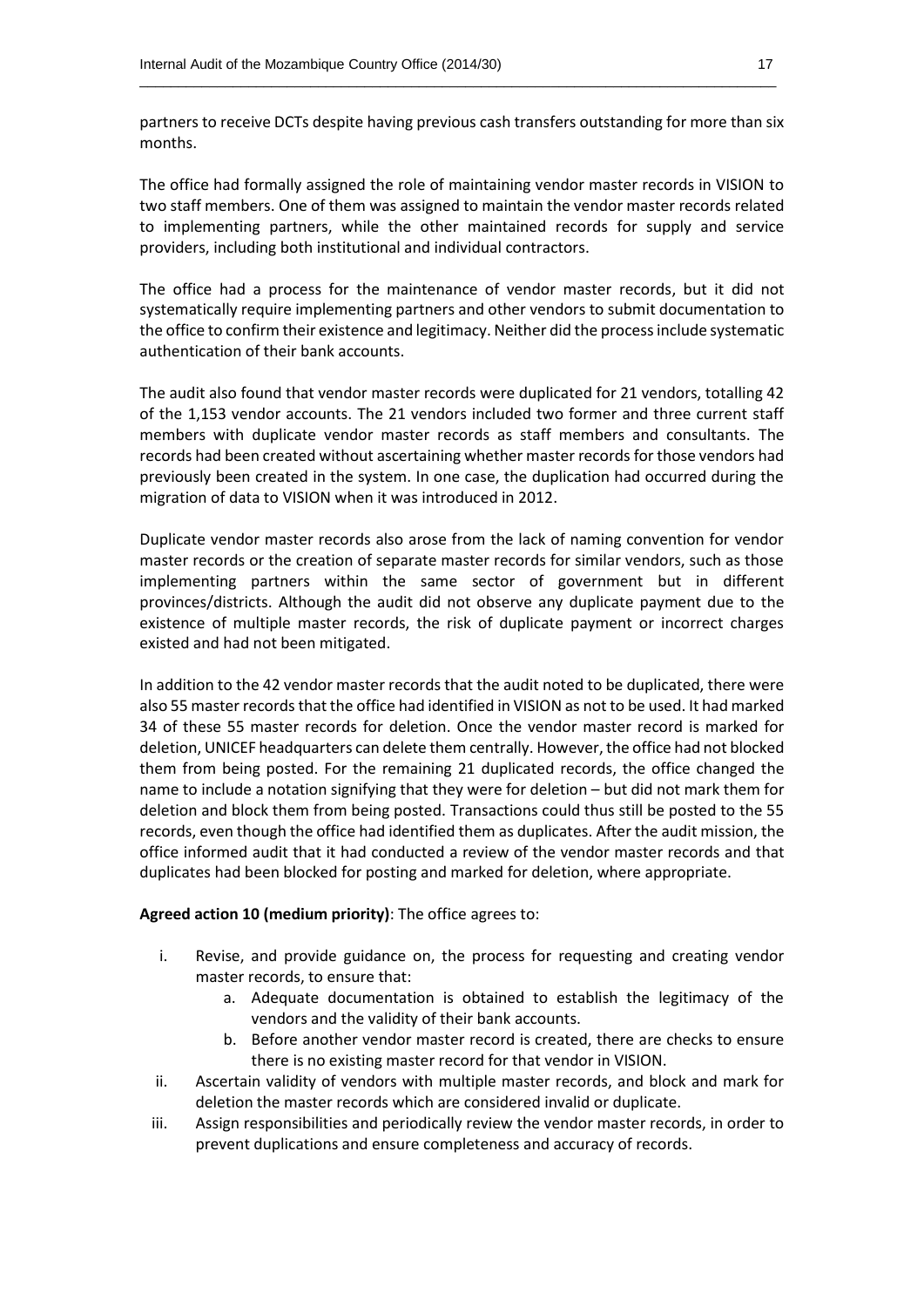partners to receive DCTs despite having previous cash transfers outstanding for more than six months.

The office had formally assigned the role of maintaining vendor master records in VISION to two staff members. One of them was assigned to maintain the vendor master records related to implementing partners, while the other maintained records for supply and service providers, including both institutional and individual contractors.

The office had a process for the maintenance of vendor master records, but it did not systematically require implementing partners and other vendors to submit documentation to the office to confirm their existence and legitimacy. Neither did the process include systematic authentication of their bank accounts.

The audit also found that vendor master records were duplicated for 21 vendors, totalling 42 of the 1,153 vendor accounts. The 21 vendors included two former and three current staff members with duplicate vendor master records as staff members and consultants. The records had been created without ascertaining whether master records for those vendors had previously been created in the system. In one case, the duplication had occurred during the migration of data to VISION when it was introduced in 2012.

Duplicate vendor master records also arose from the lack of naming convention for vendor master records or the creation of separate master records for similar vendors, such as those implementing partners within the same sector of government but in different provinces/districts. Although the audit did not observe any duplicate payment due to the existence of multiple master records, the risk of duplicate payment or incorrect charges existed and had not been mitigated.

In addition to the 42 vendor master records that the audit noted to be duplicated, there were also 55 master records that the office had identified in VISION as not to be used. It had marked 34 of these 55 master records for deletion. Once the vendor master record is marked for deletion, UNICEF headquarters can delete them centrally. However, the office had not blocked them from being posted. For the remaining 21 duplicated records, the office changed the name to include a notation signifying that they were for deletion – but did not mark them for deletion and block them from being posted. Transactions could thus still be posted to the 55 records, even though the office had identified them as duplicates. After the audit mission, the office informed audit that it had conducted a review of the vendor master records and that duplicates had been blocked for posting and marked for deletion, where appropriate.

**Agreed action 10 (medium priority)**: The office agrees to:

i. Revise, and provide guidance on, the process for requesting and creating vendor master records, to ensure that:
    a. Adequate documentation is obtained to establish the legitimacy of the vendors and the validity of their bank accounts.
    b. Before another vendor master record is created, there are checks to ensure there is no existing master record for that vendor in VISION.
ii. Ascertain validity of vendors with multiple master records, and block and mark for deletion the master records which are considered invalid or duplicate.
iii. Assign responsibilities and periodically review the vendor master records, in order to prevent duplications and ensure completeness and accuracy of records.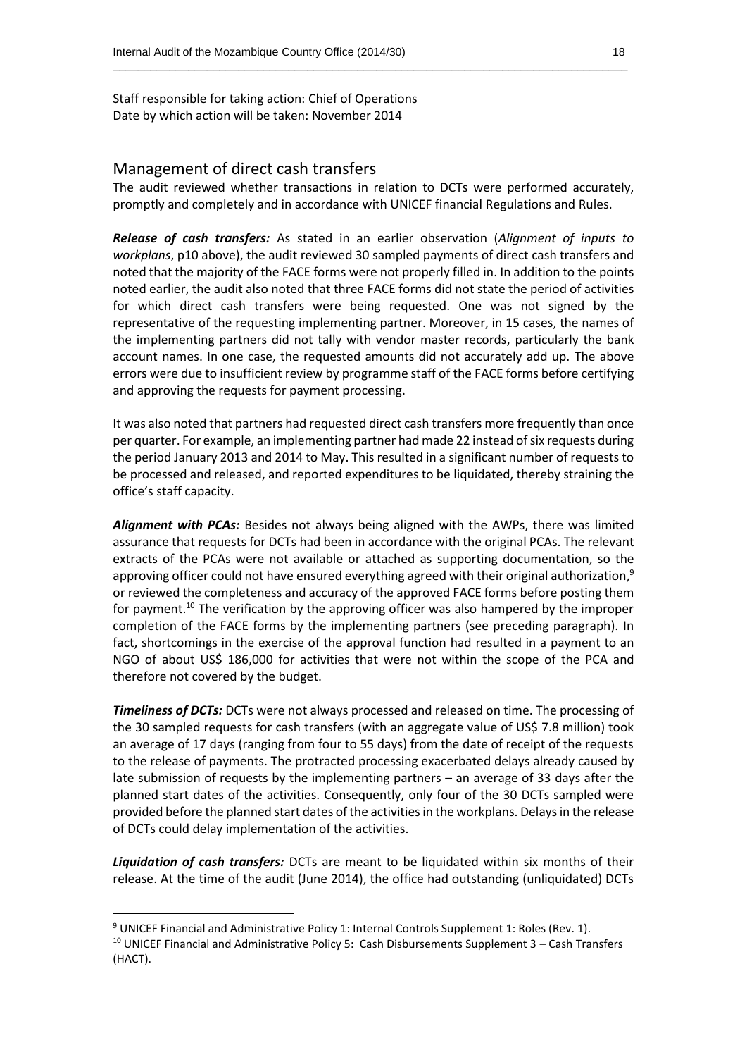Staff responsible for taking action: Chief of Operations
Date by which action will be taken: November 2014

## Management of direct cash transfers

The audit reviewed whether transactions in relation to DCTs were performed accurately, promptly and completely and in accordance with UNICEF financial Regulations and Rules.

***Release of cash transfers:*** As stated in an earlier observation (*Alignment of inputs to workplans*, p10 above), the audit reviewed 30 sampled payments of direct cash transfers and noted that the majority of the FACE forms were not properly filled in. In addition to the points noted earlier, the audit also noted that three FACE forms did not state the period of activities for which direct cash transfers were being requested. One was not signed by the representative of the requesting implementing partner. Moreover, in 15 cases, the names of the implementing partners did not tally with vendor master records, particularly the bank account names. In one case, the requested amounts did not accurately add up. The above errors were due to insufficient review by programme staff of the FACE forms before certifying and approving the requests for payment processing.

It was also noted that partners had requested direct cash transfers more frequently than once per quarter. For example, an implementing partner had made 22 instead of six requests during the period January 2013 and 2014 to May. This resulted in a significant number of requests to be processed and released, and reported expenditures to be liquidated, thereby straining the office's staff capacity.

***Alignment with PCAs:*** Besides not always being aligned with the AWPs, there was limited assurance that requests for DCTs had been in accordance with the original PCAs. The relevant extracts of the PCAs were not available or attached as supporting documentation, so the approving officer could not have ensured everything agreed with their original authorization,[9] or reviewed the completeness and accuracy of the approved FACE forms before posting them for payment.[10] The verification by the approving officer was also hampered by the improper completion of the FACE forms by the implementing partners (see preceding paragraph). In fact, shortcomings in the exercise of the approval function had resulted in a payment to an NGO of about US$ 186,000 for activities that were not within the scope of the PCA and therefore not covered by the budget.

***Timeliness of DCTs:*** DCTs were not always processed and released on time. The processing of the 30 sampled requests for cash transfers (with an aggregate value of US$ 7.8 million) took an average of 17 days (ranging from four to 55 days) from the date of receipt of the requests to the release of payments. The protracted processing exacerbated delays already caused by late submission of requests by the implementing partners – an average of 33 days after the planned start dates of the activities. Consequently, only four of the 30 DCTs sampled were provided before the planned start dates of the activities in the workplans. Delays in the release of DCTs could delay implementation of the activities.

***Liquidation of cash transfers:*** DCTs are meant to be liquidated within six months of their release. At the time of the audit (June 2014), the office had outstanding (unliquidated) DCTs

---

[9] UNICEF Financial and Administrative Policy 1: Internal Controls Supplement 1: Roles (Rev. 1).

[10] UNICEF Financial and Administrative Policy 5: Cash Disbursements Supplement 3 – Cash Transfers (HACT).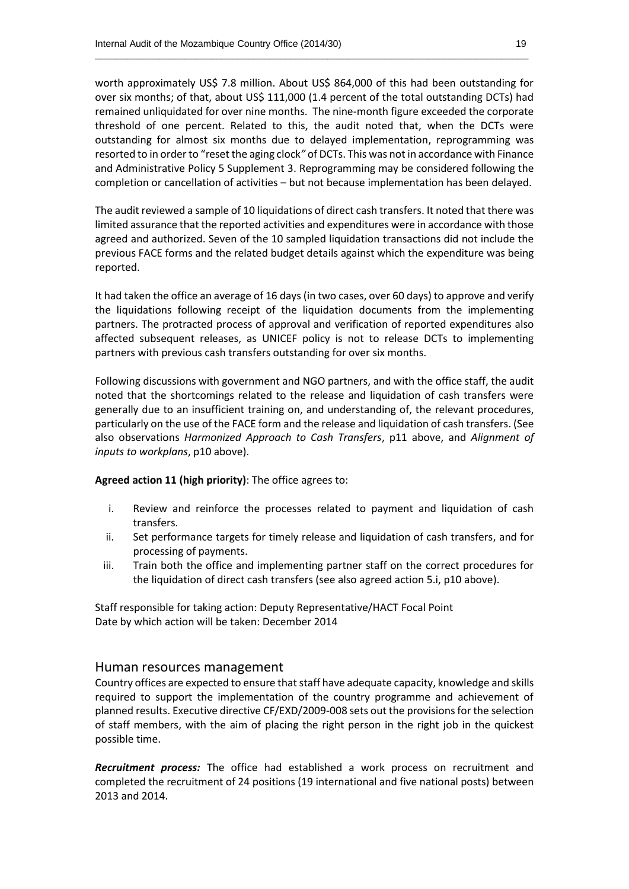worth approximately US$ 7.8 million. About US$ 864,000 of this had been outstanding for over six months; of that, about US$ 111,000 (1.4 percent of the total outstanding DCTs) had remained unliquidated for over nine months. The nine-month figure exceeded the corporate threshold of one percent. Related to this, the audit noted that, when the DCTs were outstanding for almost six months due to delayed implementation, reprogramming was resorted to in order to "reset the aging clock" of DCTs. This was not in accordance with Finance and Administrative Policy 5 Supplement 3. Reprogramming may be considered following the completion or cancellation of activities – but not because implementation has been delayed.

The audit reviewed a sample of 10 liquidations of direct cash transfers. It noted that there was limited assurance that the reported activities and expenditures were in accordance with those agreed and authorized. Seven of the 10 sampled liquidation transactions did not include the previous FACE forms and the related budget details against which the expenditure was being reported.

It had taken the office an average of 16 days (in two cases, over 60 days) to approve and verify the liquidations following receipt of the liquidation documents from the implementing partners. The protracted process of approval and verification of reported expenditures also affected subsequent releases, as UNICEF policy is not to release DCTs to implementing partners with previous cash transfers outstanding for over six months.

Following discussions with government and NGO partners, and with the office staff, the audit noted that the shortcomings related to the release and liquidation of cash transfers were generally due to an insufficient training on, and understanding of, the relevant procedures, particularly on the use of the FACE form and the release and liquidation of cash transfers. (See also observations *Harmonized Approach to Cash Transfers*, p11 above, and *Alignment of inputs to workplans*, p10 above).

**Agreed action 11 (high priority)**: The office agrees to:

i. Review and reinforce the processes related to payment and liquidation of cash transfers.
ii. Set performance targets for timely release and liquidation of cash transfers, and for processing of payments.
iii. Train both the office and implementing partner staff on the correct procedures for the liquidation of direct cash transfers (see also agreed action 5.i, p10 above).

Staff responsible for taking action: Deputy Representative/HACT Focal Point
Date by which action will be taken: December 2014

## Human resources management

Country offices are expected to ensure that staff have adequate capacity, knowledge and skills required to support the implementation of the country programme and achievement of planned results. Executive directive CF/EXD/2009-008 sets out the provisions for the selection of staff members, with the aim of placing the right person in the right job in the quickest possible time.

***Recruitment process:*** The office had established a work process on recruitment and completed the recruitment of 24 positions (19 international and five national posts) between 2013 and 2014.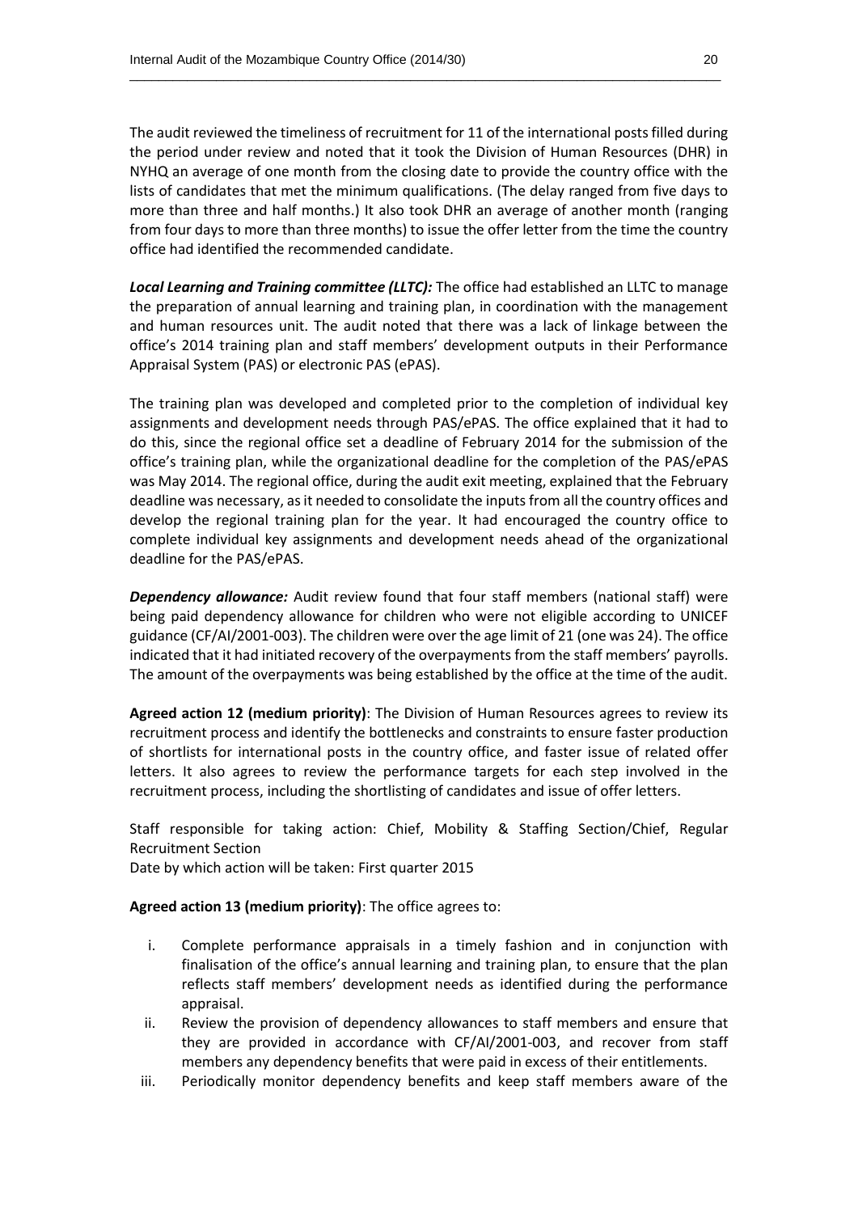The audit reviewed the timeliness of recruitment for 11 of the international posts filled during the period under review and noted that it took the Division of Human Resources (DHR) in NYHQ an average of one month from the closing date to provide the country office with the lists of candidates that met the minimum qualifications. (The delay ranged from five days to more than three and half months.) It also took DHR an average of another month (ranging from four days to more than three months) to issue the offer letter from the time the country office had identified the recommended candidate.

***Local Learning and Training committee (LLTC):*** The office had established an LLTC to manage the preparation of annual learning and training plan, in coordination with the management and human resources unit. The audit noted that there was a lack of linkage between the office's 2014 training plan and staff members' development outputs in their Performance Appraisal System (PAS) or electronic PAS (ePAS).

The training plan was developed and completed prior to the completion of individual key assignments and development needs through PAS/ePAS. The office explained that it had to do this, since the regional office set a deadline of February 2014 for the submission of the office's training plan, while the organizational deadline for the completion of the PAS/ePAS was May 2014. The regional office, during the audit exit meeting, explained that the February deadline was necessary, as it needed to consolidate the inputs from all the country offices and develop the regional training plan for the year. It had encouraged the country office to complete individual key assignments and development needs ahead of the organizational deadline for the PAS/ePAS.

***Dependency allowance:*** Audit review found that four staff members (national staff) were being paid dependency allowance for children who were not eligible according to UNICEF guidance (CF/AI/2001-003). The children were over the age limit of 21 (one was 24). The office indicated that it had initiated recovery of the overpayments from the staff members' payrolls. The amount of the overpayments was being established by the office at the time of the audit.

**Agreed action 12 (medium priority)**: The Division of Human Resources agrees to review its recruitment process and identify the bottlenecks and constraints to ensure faster production of shortlists for international posts in the country office, and faster issue of related offer letters. It also agrees to review the performance targets for each step involved in the recruitment process, including the shortlisting of candidates and issue of offer letters.

Staff responsible for taking action: Chief, Mobility & Staffing Section/Chief, Regular Recruitment Section
Date by which action will be taken: First quarter 2015

**Agreed action 13 (medium priority)**: The office agrees to:

i. Complete performance appraisals in a timely fashion and in conjunction with finalisation of the office's annual learning and training plan, to ensure that the plan reflects staff members' development needs as identified during the performance appraisal.
ii. Review the provision of dependency allowances to staff members and ensure that they are provided in accordance with CF/AI/2001-003, and recover from staff members any dependency benefits that were paid in excess of their entitlements.
iii. Periodically monitor dependency benefits and keep staff members aware of the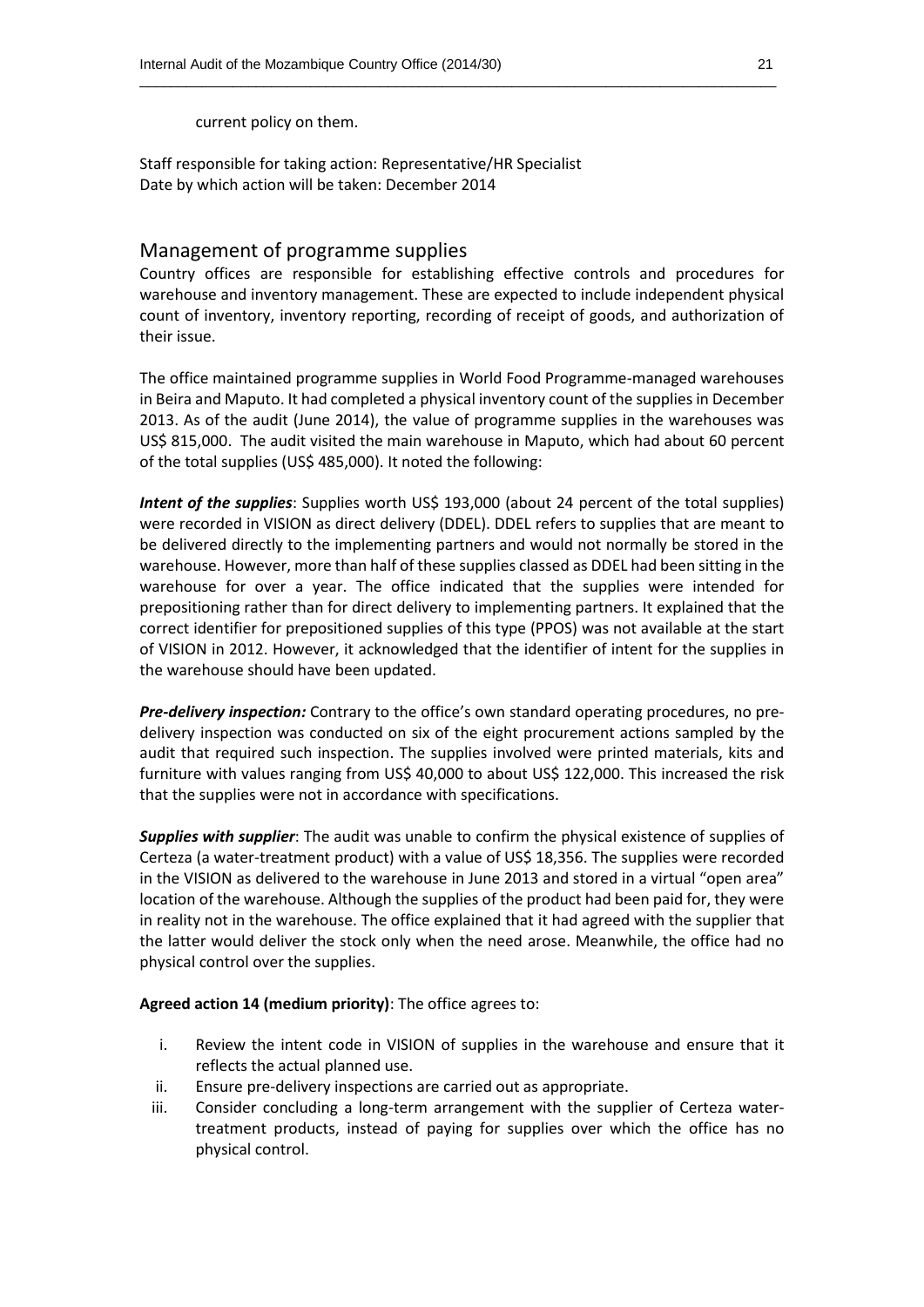current policy on them.

Staff responsible for taking action: Representative/HR Specialist
Date by which action will be taken: December 2014

## Management of programme supplies

Country offices are responsible for establishing effective controls and procedures for warehouse and inventory management. These are expected to include independent physical count of inventory, inventory reporting, recording of receipt of goods, and authorization of their issue.

The office maintained programme supplies in World Food Programme-managed warehouses in Beira and Maputo. It had completed a physical inventory count of the supplies in December 2013. As of the audit (June 2014), the value of programme supplies in the warehouses was US$ 815,000. The audit visited the main warehouse in Maputo, which had about 60 percent of the total supplies (US$ 485,000). It noted the following:

***Intent of the supplies***: Supplies worth US$ 193,000 (about 24 percent of the total supplies) were recorded in VISION as direct delivery (DDEL). DDEL refers to supplies that are meant to be delivered directly to the implementing partners and would not normally be stored in the warehouse. However, more than half of these supplies classed as DDEL had been sitting in the warehouse for over a year. The office indicated that the supplies were intended for prepositioning rather than for direct delivery to implementing partners. It explained that the correct identifier for prepositioned supplies of this type (PPOS) was not available at the start of VISION in 2012. However, it acknowledged that the identifier of intent for the supplies in the warehouse should have been updated.

***Pre-delivery inspection:*** Contrary to the office's own standard operating procedures, no pre-delivery inspection was conducted on six of the eight procurement actions sampled by the audit that required such inspection. The supplies involved were printed materials, kits and furniture with values ranging from US$ 40,000 to about US$ 122,000. This increased the risk that the supplies were not in accordance with specifications.

***Supplies with supplier***: The audit was unable to confirm the physical existence of supplies of Certeza (a water-treatment product) with a value of US$ 18,356. The supplies were recorded in the VISION as delivered to the warehouse in June 2013 and stored in a virtual "open area" location of the warehouse. Although the supplies of the product had been paid for, they were in reality not in the warehouse. The office explained that it had agreed with the supplier that the latter would deliver the stock only when the need arose. Meanwhile, the office had no physical control over the supplies.

**Agreed action 14 (medium priority)**: The office agrees to:

i. Review the intent code in VISION of supplies in the warehouse and ensure that it reflects the actual planned use.
ii. Ensure pre-delivery inspections are carried out as appropriate.
iii. Consider concluding a long-term arrangement with the supplier of Certeza water-treatment products, instead of paying for supplies over which the office has no physical control.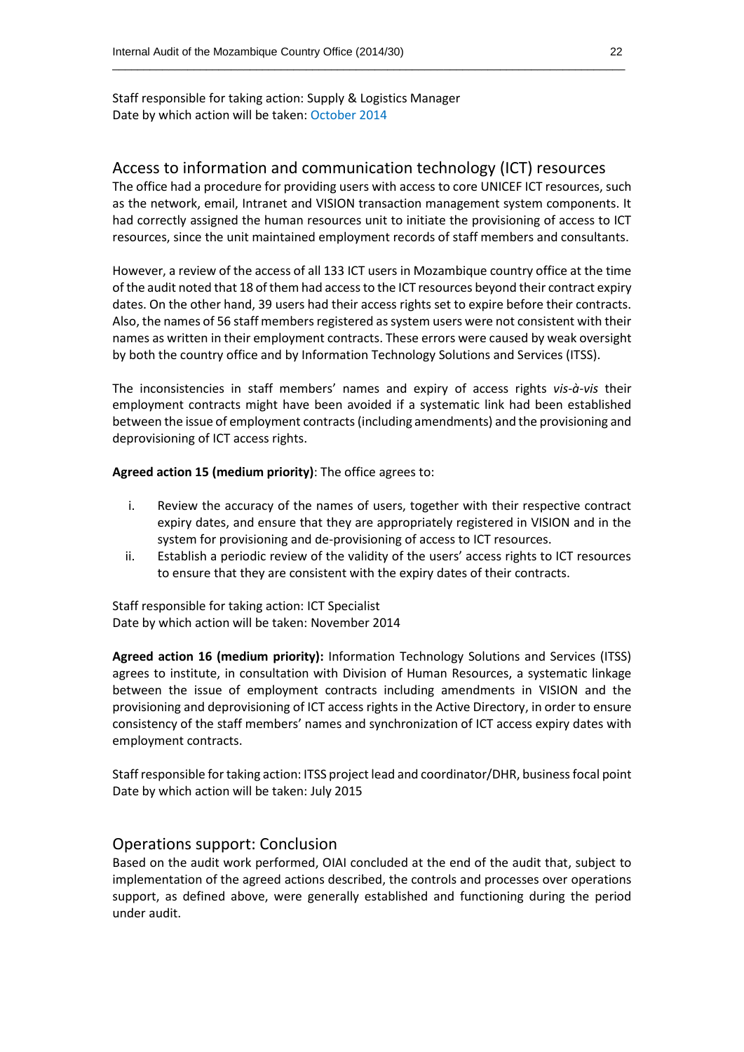Staff responsible for taking action: Supply & Logistics Manager
Date by which action will be taken: October 2014

## Access to information and communication technology (ICT) resources

The office had a procedure for providing users with access to core UNICEF ICT resources, such as the network, email, Intranet and VISION transaction management system components. It had correctly assigned the human resources unit to initiate the provisioning of access to ICT resources, since the unit maintained employment records of staff members and consultants.

However, a review of the access of all 133 ICT users in Mozambique country office at the time of the audit noted that 18 of them had access to the ICT resources beyond their contract expiry dates. On the other hand, 39 users had their access rights set to expire before their contracts. Also, the names of 56 staff members registered as system users were not consistent with their names as written in their employment contracts. These errors were caused by weak oversight by both the country office and by Information Technology Solutions and Services (ITSS).

The inconsistencies in staff members' names and expiry of access rights *vis-à-vis* their employment contracts might have been avoided if a systematic link had been established between the issue of employment contracts (including amendments) and the provisioning and deprovisioning of ICT access rights.

**Agreed action 15 (medium priority)**: The office agrees to:

i. Review the accuracy of the names of users, together with their respective contract expiry dates, and ensure that they are appropriately registered in VISION and in the system for provisioning and de-provisioning of access to ICT resources.
ii. Establish a periodic review of the validity of the users' access rights to ICT resources to ensure that they are consistent with the expiry dates of their contracts.

Staff responsible for taking action: ICT Specialist
Date by which action will be taken: November 2014

**Agreed action 16 (medium priority):** Information Technology Solutions and Services (ITSS) agrees to institute, in consultation with Division of Human Resources, a systematic linkage between the issue of employment contracts including amendments in VISION and the provisioning and deprovisioning of ICT access rights in the Active Directory, in order to ensure consistency of the staff members' names and synchronization of ICT access expiry dates with employment contracts.

Staff responsible for taking action: ITSS project lead and coordinator/DHR, business focal point
Date by which action will be taken: July 2015

## Operations support: Conclusion

Based on the audit work performed, OIAI concluded at the end of the audit that, subject to implementation of the agreed actions described, the controls and processes over operations support, as defined above, were generally established and functioning during the period under audit.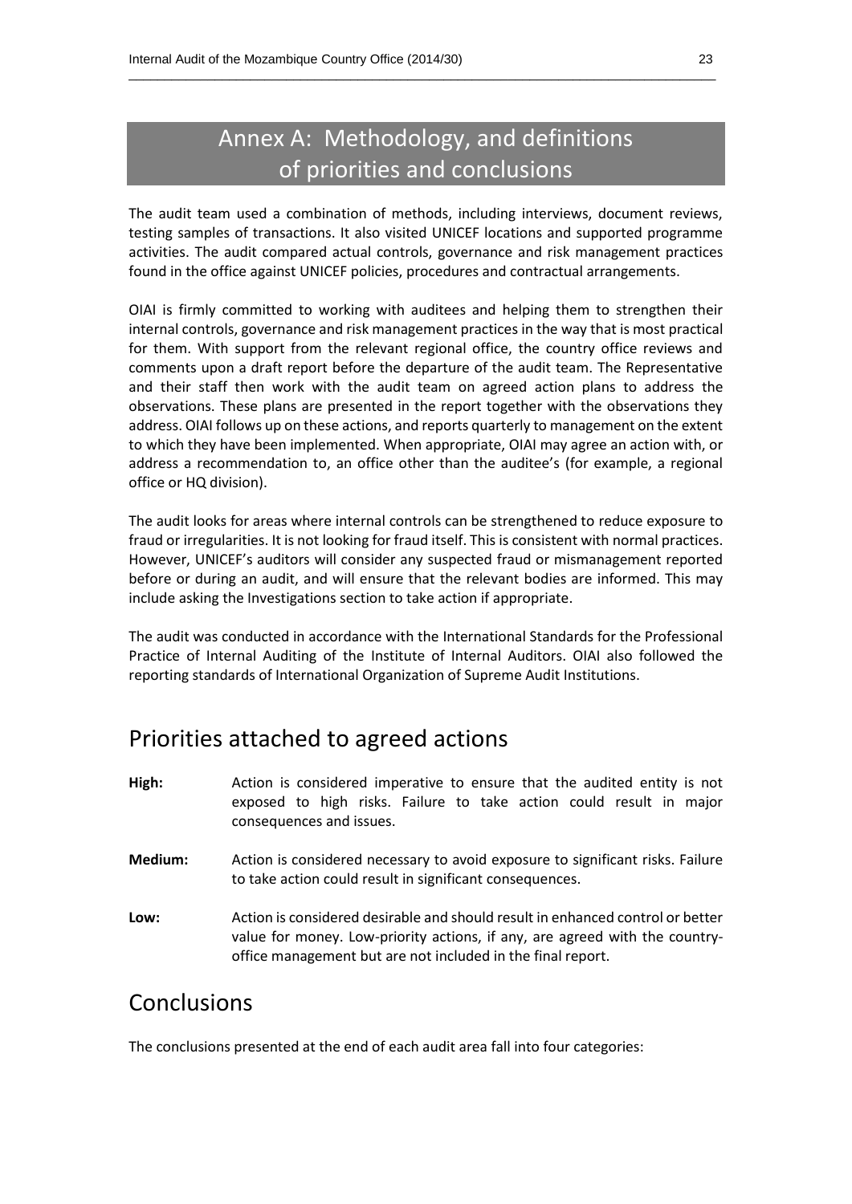# Annex A: Methodology, and definitions of priorities and conclusions

The audit team used a combination of methods, including interviews, document reviews, testing samples of transactions. It also visited UNICEF locations and supported programme activities. The audit compared actual controls, governance and risk management practices found in the office against UNICEF policies, procedures and contractual arrangements.

OIAI is firmly committed to working with auditees and helping them to strengthen their internal controls, governance and risk management practices in the way that is most practical for them. With support from the relevant regional office, the country office reviews and comments upon a draft report before the departure of the audit team. The Representative and their staff then work with the audit team on agreed action plans to address the observations. These plans are presented in the report together with the observations they address. OIAI follows up on these actions, and reports quarterly to management on the extent to which they have been implemented. When appropriate, OIAI may agree an action with, or address a recommendation to, an office other than the auditee's (for example, a regional office or HQ division).

The audit looks for areas where internal controls can be strengthened to reduce exposure to fraud or irregularities. It is not looking for fraud itself. This is consistent with normal practices. However, UNICEF's auditors will consider any suspected fraud or mismanagement reported before or during an audit, and will ensure that the relevant bodies are informed. This may include asking the Investigations section to take action if appropriate.

The audit was conducted in accordance with the International Standards for the Professional Practice of Internal Auditing of the Institute of Internal Auditors. OIAI also followed the reporting standards of International Organization of Supreme Audit Institutions.

## Priorities attached to agreed actions

**High:** Action is considered imperative to ensure that the audited entity is not exposed to high risks. Failure to take action could result in major consequences and issues.

**Medium:** Action is considered necessary to avoid exposure to significant risks. Failure to take action could result in significant consequences.

**Low:** Action is considered desirable and should result in enhanced control or better value for money. Low-priority actions, if any, are agreed with the country-office management but are not included in the final report.

## Conclusions

The conclusions presented at the end of each audit area fall into four categories: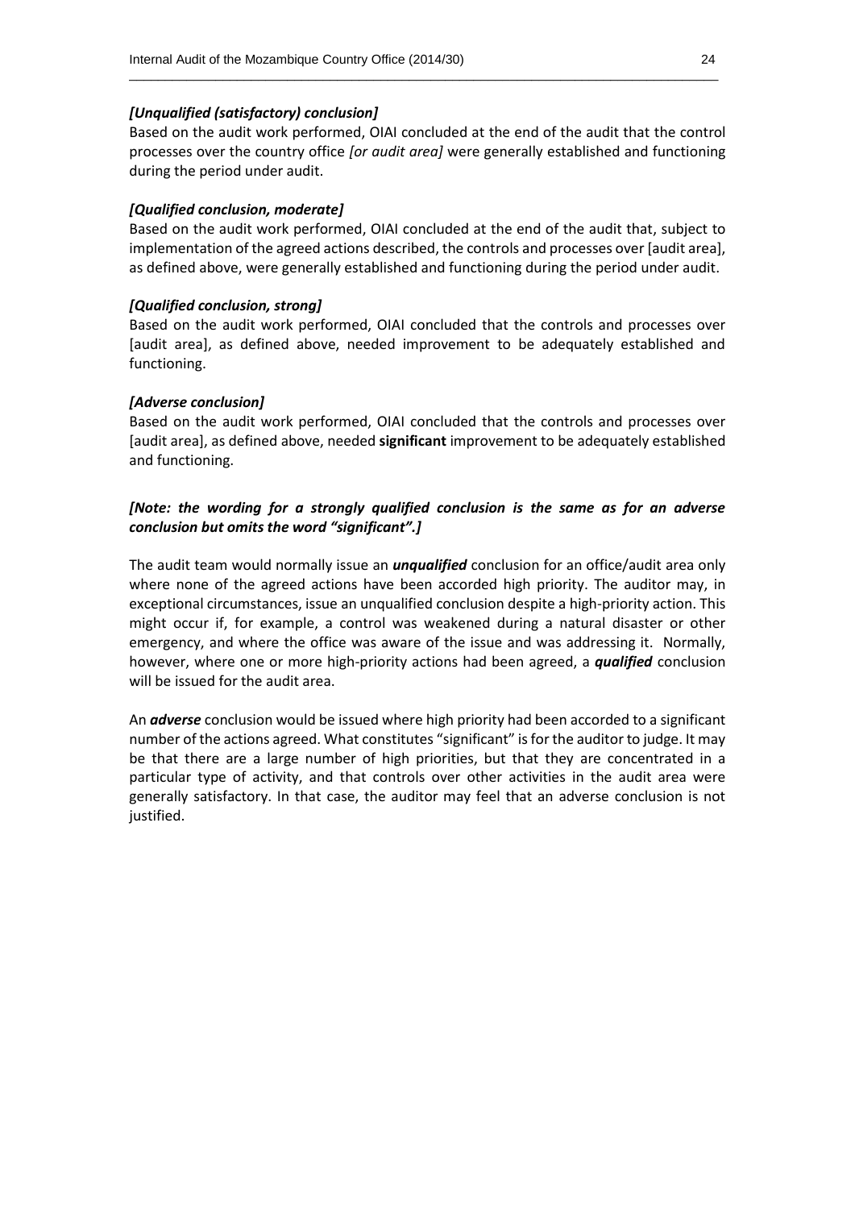***[Unqualified (satisfactory) conclusion]***

Based on the audit work performed, OIAI concluded at the end of the audit that the control processes over the country office *[or audit area]* were generally established and functioning during the period under audit.

***[Qualified conclusion, moderate]***

Based on the audit work performed, OIAI concluded at the end of the audit that, subject to implementation of the agreed actions described, the controls and processes over [audit area], as defined above, were generally established and functioning during the period under audit.

***[Qualified conclusion, strong]***

Based on the audit work performed, OIAI concluded that the controls and processes over [audit area], as defined above, needed improvement to be adequately established and functioning.

***[Adverse conclusion]***

Based on the audit work performed, OIAI concluded that the controls and processes over [audit area], as defined above, needed **significant** improvement to be adequately established and functioning.

***[Note: the wording for a strongly qualified conclusion is the same as for an adverse conclusion but omits the word "significant".]***

The audit team would normally issue an ***unqualified*** conclusion for an office/audit area only where none of the agreed actions have been accorded high priority. The auditor may, in exceptional circumstances, issue an unqualified conclusion despite a high-priority action. This might occur if, for example, a control was weakened during a natural disaster or other emergency, and where the office was aware of the issue and was addressing it. Normally, however, where one or more high-priority actions had been agreed, a ***qualified*** conclusion will be issued for the audit area.

An ***adverse*** conclusion would be issued where high priority had been accorded to a significant number of the actions agreed. What constitutes "significant" is for the auditor to judge. It may be that there are a large number of high priorities, but that they are concentrated in a particular type of activity, and that controls over other activities in the audit area were generally satisfactory. In that case, the auditor may feel that an adverse conclusion is not justified.